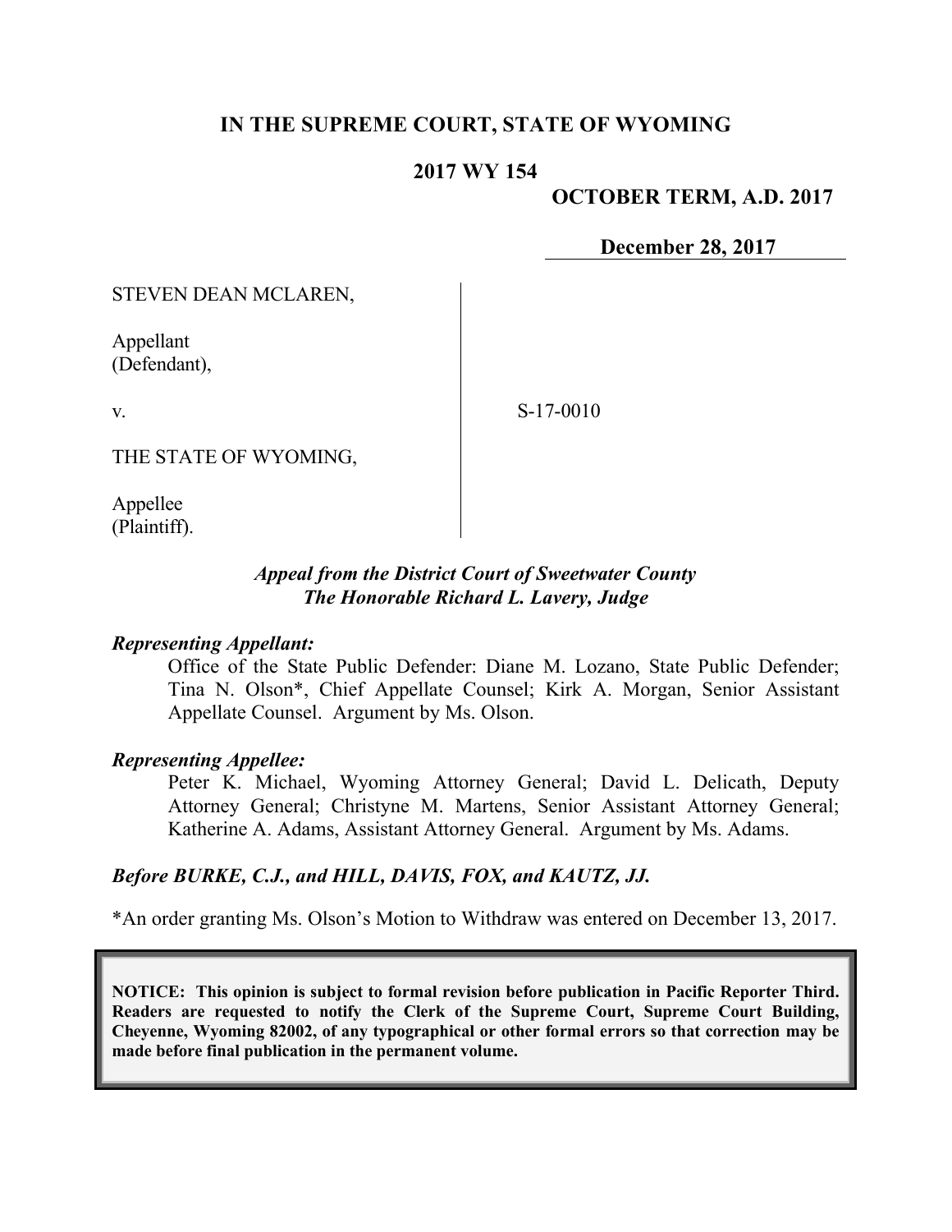**IN THE SUPREME COURT, STATE OF WYOMING**

**2017 WY 154**

**OCTOBER TERM, A.D. 2017**

**December 28, 2017**

STEVEN DEAN MCLAREN,

Appellant
(Defendant),

v.

S-17-0010

THE STATE OF WYOMING,

Appellee
(Plaintiff).

*Appeal from the District Court of Sweetwater County*
*The Honorable Richard L. Lavery, Judge*

***Representing Appellant:***

Office of the State Public Defender: Diane M. Lozano, State Public Defender; Tina N. Olson*, Chief Appellate Counsel; Kirk A. Morgan, Senior Assistant Appellate Counsel. Argument by Ms. Olson.

***Representing Appellee:***

Peter K. Michael, Wyoming Attorney General; David L. Delicath, Deputy Attorney General; Christyne M. Martens, Senior Assistant Attorney General; Katherine A. Adams, Assistant Attorney General. Argument by Ms. Adams.

***Before BURKE, C.J., and HILL, DAVIS, FOX, and KAUTZ, JJ.***

*An order granting Ms. Olson's Motion to Withdraw was entered on December 13, 2017.

**NOTICE: This opinion is subject to formal revision before publication in Pacific Reporter Third. Readers are requested to notify the Clerk of the Supreme Court, Supreme Court Building, Cheyenne, Wyoming 82002, of any typographical or other formal errors so that correction may be made before final publication in the permanent volume.**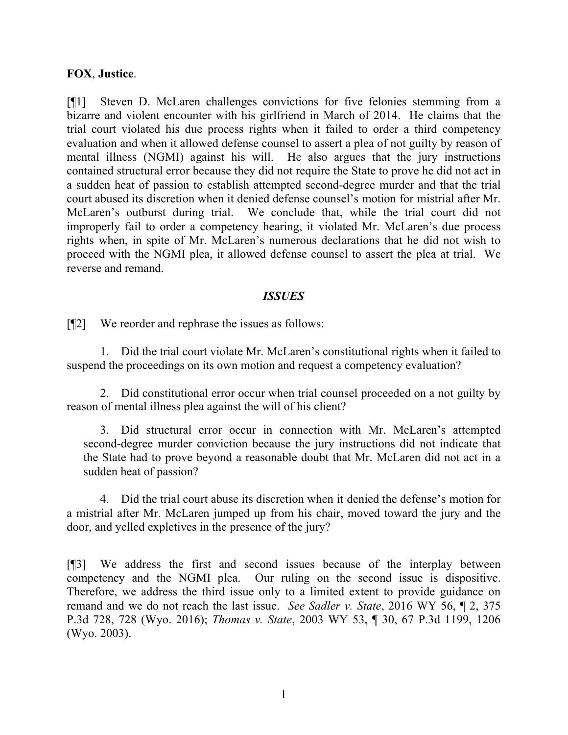**FOX**, **Justice**.

[¶1] Steven D. McLaren challenges convictions for five felonies stemming from a bizarre and violent encounter with his girlfriend in March of 2014. He claims that the trial court violated his due process rights when it failed to order a third competency evaluation and when it allowed defense counsel to assert a plea of not guilty by reason of mental illness (NGMI) against his will. He also argues that the jury instructions contained structural error because they did not require the State to prove he did not act in a sudden heat of passion to establish attempted second-degree murder and that the trial court abused its discretion when it denied defense counsel's motion for mistrial after Mr. McLaren's outburst during trial. We conclude that, while the trial court did not improperly fail to order a competency hearing, it violated Mr. McLaren's due process rights when, in spite of Mr. McLaren's numerous declarations that he did not wish to proceed with the NGMI plea, it allowed defense counsel to assert the plea at trial. We reverse and remand.

## *ISSUES*

[¶2] We reorder and rephrase the issues as follows:

1. Did the trial court violate Mr. McLaren's constitutional rights when it failed to suspend the proceedings on its own motion and request a competency evaluation?

2. Did constitutional error occur when trial counsel proceeded on a not guilty by reason of mental illness plea against the will of his client?

3. Did structural error occur in connection with Mr. McLaren's attempted second-degree murder conviction because the jury instructions did not indicate that the State had to prove beyond a reasonable doubt that Mr. McLaren did not act in a sudden heat of passion?

4. Did the trial court abuse its discretion when it denied the defense's motion for a mistrial after Mr. McLaren jumped up from his chair, moved toward the jury and the door, and yelled expletives in the presence of the jury?

[¶3] We address the first and second issues because of the interplay between competency and the NGMI plea. Our ruling on the second issue is dispositive. Therefore, we address the third issue only to a limited extent to provide guidance on remand and we do not reach the last issue. *See Sadler v. State*, 2016 WY 56, ¶ 2, 375 P.3d 728, 728 (Wyo. 2016); *Thomas v. State*, 2003 WY 53, ¶ 30, 67 P.3d 1199, 1206 (Wyo. 2003).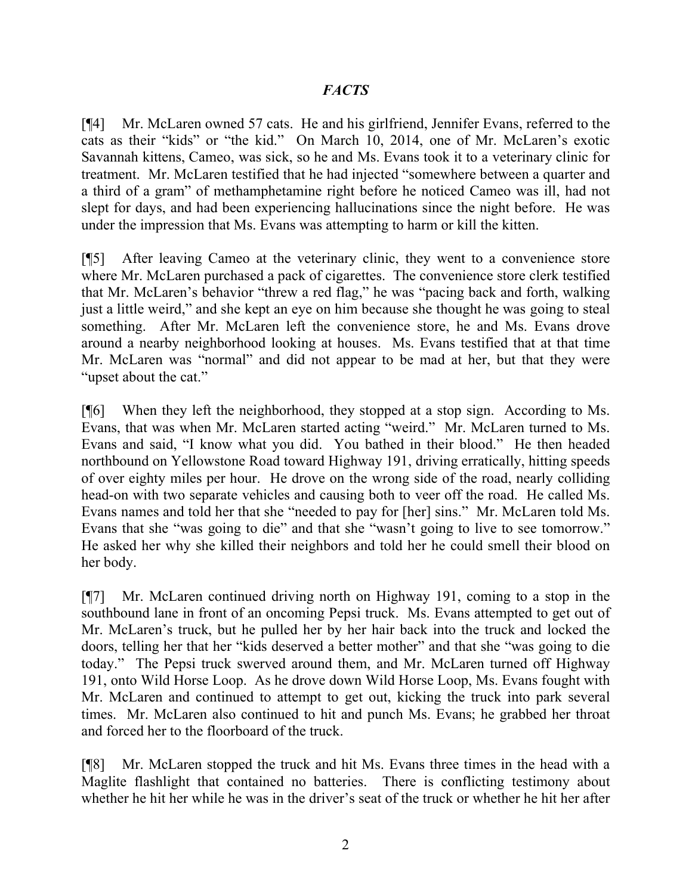## *FACTS*

[¶4] Mr. McLaren owned 57 cats. He and his girlfriend, Jennifer Evans, referred to the cats as their "kids" or "the kid." On March 10, 2014, one of Mr. McLaren's exotic Savannah kittens, Cameo, was sick, so he and Ms. Evans took it to a veterinary clinic for treatment. Mr. McLaren testified that he had injected "somewhere between a quarter and a third of a gram" of methamphetamine right before he noticed Cameo was ill, had not slept for days, and had been experiencing hallucinations since the night before. He was under the impression that Ms. Evans was attempting to harm or kill the kitten.

[¶5] After leaving Cameo at the veterinary clinic, they went to a convenience store where Mr. McLaren purchased a pack of cigarettes. The convenience store clerk testified that Mr. McLaren's behavior "threw a red flag," he was "pacing back and forth, walking just a little weird," and she kept an eye on him because she thought he was going to steal something. After Mr. McLaren left the convenience store, he and Ms. Evans drove around a nearby neighborhood looking at houses. Ms. Evans testified that at that time Mr. McLaren was "normal" and did not appear to be mad at her, but that they were "upset about the cat."

[¶6] When they left the neighborhood, they stopped at a stop sign. According to Ms. Evans, that was when Mr. McLaren started acting "weird." Mr. McLaren turned to Ms. Evans and said, "I know what you did. You bathed in their blood." He then headed northbound on Yellowstone Road toward Highway 191, driving erratically, hitting speeds of over eighty miles per hour. He drove on the wrong side of the road, nearly colliding head-on with two separate vehicles and causing both to veer off the road. He called Ms. Evans names and told her that she "needed to pay for [her] sins." Mr. McLaren told Ms. Evans that she "was going to die" and that she "wasn't going to live to see tomorrow." He asked her why she killed their neighbors and told her he could smell their blood on her body.

[¶7] Mr. McLaren continued driving north on Highway 191, coming to a stop in the southbound lane in front of an oncoming Pepsi truck. Ms. Evans attempted to get out of Mr. McLaren's truck, but he pulled her by her hair back into the truck and locked the doors, telling her that her "kids deserved a better mother" and that she "was going to die today." The Pepsi truck swerved around them, and Mr. McLaren turned off Highway 191, onto Wild Horse Loop. As he drove down Wild Horse Loop, Ms. Evans fought with Mr. McLaren and continued to attempt to get out, kicking the truck into park several times. Mr. McLaren also continued to hit and punch Ms. Evans; he grabbed her throat and forced her to the floorboard of the truck.

[¶8] Mr. McLaren stopped the truck and hit Ms. Evans three times in the head with a Maglite flashlight that contained no batteries. There is conflicting testimony about whether he hit her while he was in the driver's seat of the truck or whether he hit her after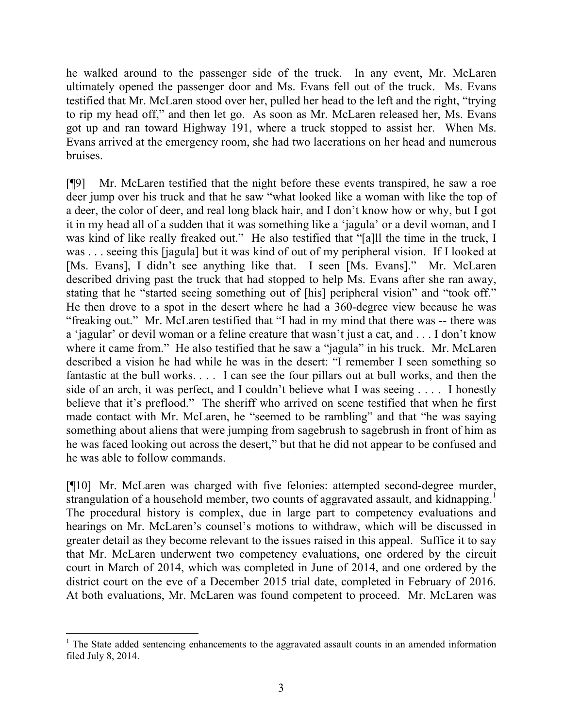he walked around to the passenger side of the truck. In any event, Mr. McLaren ultimately opened the passenger door and Ms. Evans fell out of the truck. Ms. Evans testified that Mr. McLaren stood over her, pulled her head to the left and the right, "trying to rip my head off," and then let go. As soon as Mr. McLaren released her, Ms. Evans got up and ran toward Highway 191, where a truck stopped to assist her. When Ms. Evans arrived at the emergency room, she had two lacerations on her head and numerous bruises.

[¶9] Mr. McLaren testified that the night before these events transpired, he saw a roe deer jump over his truck and that he saw "what looked like a woman with like the top of a deer, the color of deer, and real long black hair, and I don't know how or why, but I got it in my head all of a sudden that it was something like a 'jagula' or a devil woman, and I was kind of like really freaked out." He also testified that "[a]ll the time in the truck, I was . . . seeing this [jagula] but it was kind of out of my peripheral vision. If I looked at [Ms. Evans], I didn't see anything like that. I seen [Ms. Evans]." Mr. McLaren described driving past the truck that had stopped to help Ms. Evans after she ran away, stating that he "started seeing something out of [his] peripheral vision" and "took off." He then drove to a spot in the desert where he had a 360-degree view because he was "freaking out." Mr. McLaren testified that "I had in my mind that there was -- there was a 'jagular' or devil woman or a feline creature that wasn't just a cat, and . . . I don't know where it came from." He also testified that he saw a "jagula" in his truck. Mr. McLaren described a vision he had while he was in the desert: "I remember I seen something so fantastic at the bull works. . . . I can see the four pillars out at bull works, and then the side of an arch, it was perfect, and I couldn't believe what I was seeing . . . . I honestly believe that it's preflood." The sheriff who arrived on scene testified that when he first made contact with Mr. McLaren, he "seemed to be rambling" and that "he was saying something about aliens that were jumping from sagebrush to sagebrush in front of him as he was faced looking out across the desert," but that he did not appear to be confused and he was able to follow commands.

[¶10] Mr. McLaren was charged with five felonies: attempted second-degree murder, strangulation of a household member, two counts of aggravated assault, and kidnapping.[1] The procedural history is complex, due in large part to competency evaluations and hearings on Mr. McLaren's counsel's motions to withdraw, which will be discussed in greater detail as they become relevant to the issues raised in this appeal. Suffice it to say that Mr. McLaren underwent two competency evaluations, one ordered by the circuit court in March of 2014, which was completed in June of 2014, and one ordered by the district court on the eve of a December 2015 trial date, completed in February of 2016. At both evaluations, Mr. McLaren was found competent to proceed. Mr. McLaren was

[1] The State added sentencing enhancements to the aggravated assault counts in an amended information filed July 8, 2014.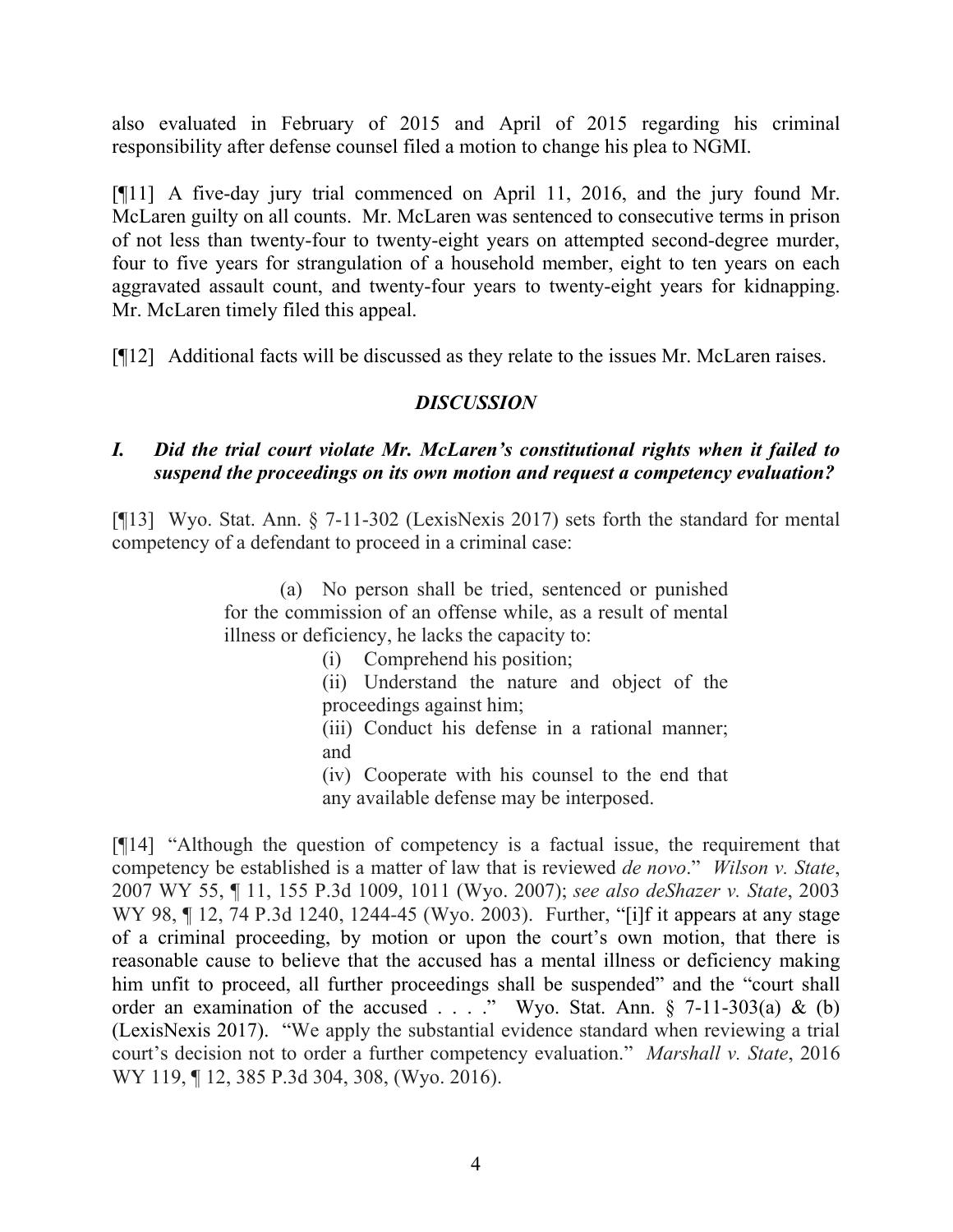also evaluated in February of 2015 and April of 2015 regarding his criminal responsibility after defense counsel filed a motion to change his plea to NGMI.

[¶11] A five-day jury trial commenced on April 11, 2016, and the jury found Mr. McLaren guilty on all counts. Mr. McLaren was sentenced to consecutive terms in prison of not less than twenty-four to twenty-eight years on attempted second-degree murder, four to five years for strangulation of a household member, eight to ten years on each aggravated assault count, and twenty-four years to twenty-eight years for kidnapping. Mr. McLaren timely filed this appeal.

[¶12] Additional facts will be discussed as they relate to the issues Mr. McLaren raises.

## *DISCUSSION*

### *I. Did the trial court violate Mr. McLaren's constitutional rights when it failed to suspend the proceedings on its own motion and request a competency evaluation?*

[¶13] Wyo. Stat. Ann. § 7-11-302 (LexisNexis 2017) sets forth the standard for mental competency of a defendant to proceed in a criminal case:

> (a) No person shall be tried, sentenced or punished for the commission of an offense while, as a result of mental illness or deficiency, he lacks the capacity to:
>
> (i) Comprehend his position;
>
> (ii) Understand the nature and object of the proceedings against him;
>
> (iii) Conduct his defense in a rational manner; and
>
> (iv) Cooperate with his counsel to the end that any available defense may be interposed.

[¶14] "Although the question of competency is a factual issue, the requirement that competency be established is a matter of law that is reviewed *de novo*." *Wilson v. State*, 2007 WY 55, ¶ 11, 155 P.3d 1009, 1011 (Wyo. 2007); *see also deShazer v. State*, 2003 WY 98, ¶ 12, 74 P.3d 1240, 1244-45 (Wyo. 2003). Further, "[i]f it appears at any stage of a criminal proceeding, by motion or upon the court's own motion, that there is reasonable cause to believe that the accused has a mental illness or deficiency making him unfit to proceed, all further proceedings shall be suspended" and the "court shall order an examination of the accused . . . ." Wyo. Stat. Ann. § 7-11-303(a) & (b) (LexisNexis 2017). "We apply the substantial evidence standard when reviewing a trial court's decision not to order a further competency evaluation." *Marshall v. State*, 2016 WY 119, ¶ 12, 385 P.3d 304, 308, (Wyo. 2016).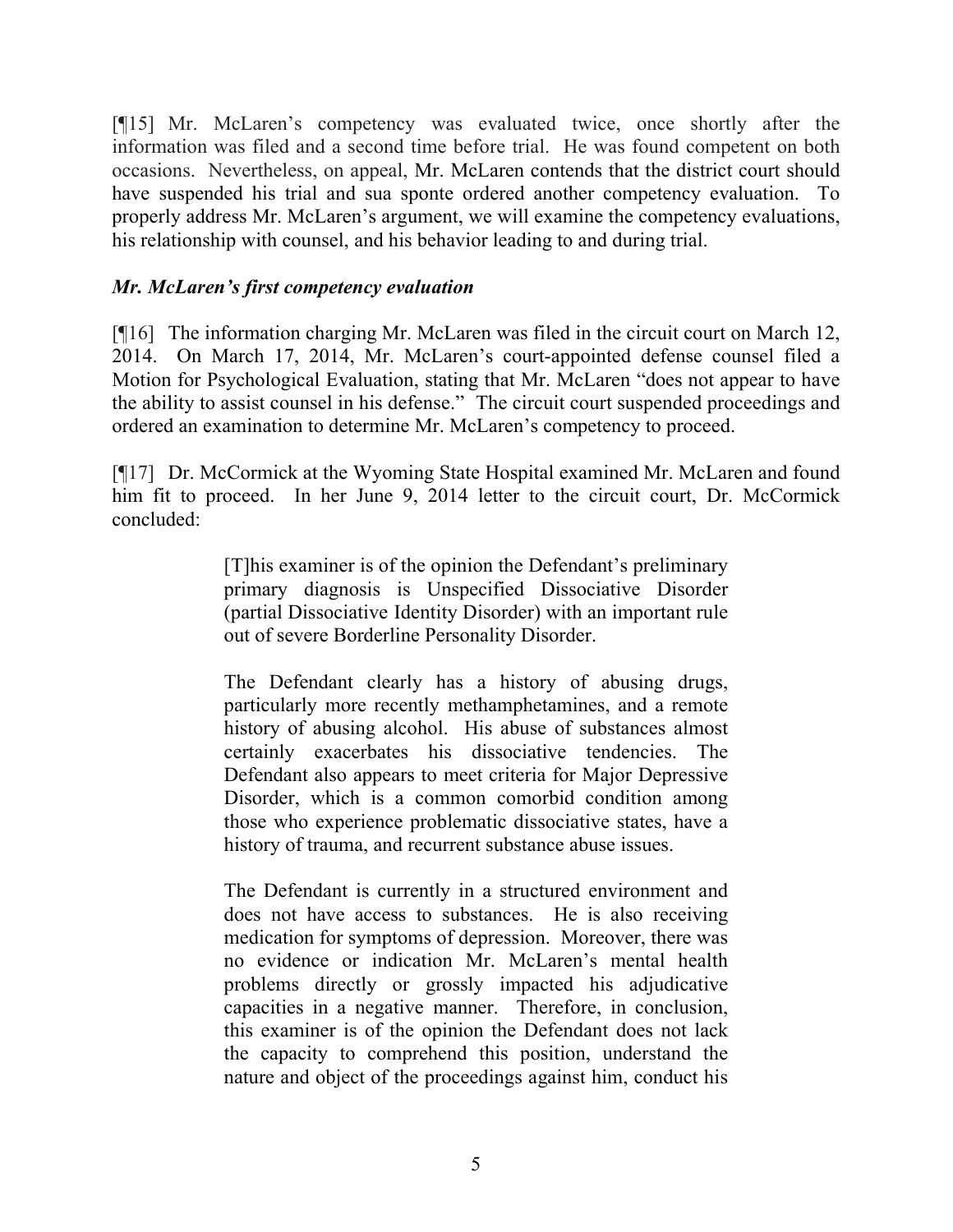[¶15] Mr. McLaren's competency was evaluated twice, once shortly after the information was filed and a second time before trial. He was found competent on both occasions. Nevertheless, on appeal, Mr. McLaren contends that the district court should have suspended his trial and sua sponte ordered another competency evaluation. To properly address Mr. McLaren's argument, we will examine the competency evaluations, his relationship with counsel, and his behavior leading to and during trial.

***Mr. McLaren's first competency evaluation***

[¶16] The information charging Mr. McLaren was filed in the circuit court on March 12, 2014. On March 17, 2014, Mr. McLaren's court-appointed defense counsel filed a Motion for Psychological Evaluation, stating that Mr. McLaren "does not appear to have the ability to assist counsel in his defense." The circuit court suspended proceedings and ordered an examination to determine Mr. McLaren's competency to proceed.

[¶17] Dr. McCormick at the Wyoming State Hospital examined Mr. McLaren and found him fit to proceed. In her June 9, 2014 letter to the circuit court, Dr. McCormick concluded:

> [T]his examiner is of the opinion the Defendant's preliminary primary diagnosis is Unspecified Dissociative Disorder (partial Dissociative Identity Disorder) with an important rule out of severe Borderline Personality Disorder.
>
> The Defendant clearly has a history of abusing drugs, particularly more recently methamphetamines, and a remote history of abusing alcohol. His abuse of substances almost certainly exacerbates his dissociative tendencies. The Defendant also appears to meet criteria for Major Depressive Disorder, which is a common comorbid condition among those who experience problematic dissociative states, have a history of trauma, and recurrent substance abuse issues.
>
> The Defendant is currently in a structured environment and does not have access to substances. He is also receiving medication for symptoms of depression. Moreover, there was no evidence or indication Mr. McLaren's mental health problems directly or grossly impacted his adjudicative capacities in a negative manner. Therefore, in conclusion, this examiner is of the opinion the Defendant does not lack the capacity to comprehend this position, understand the nature and object of the proceedings against him, conduct his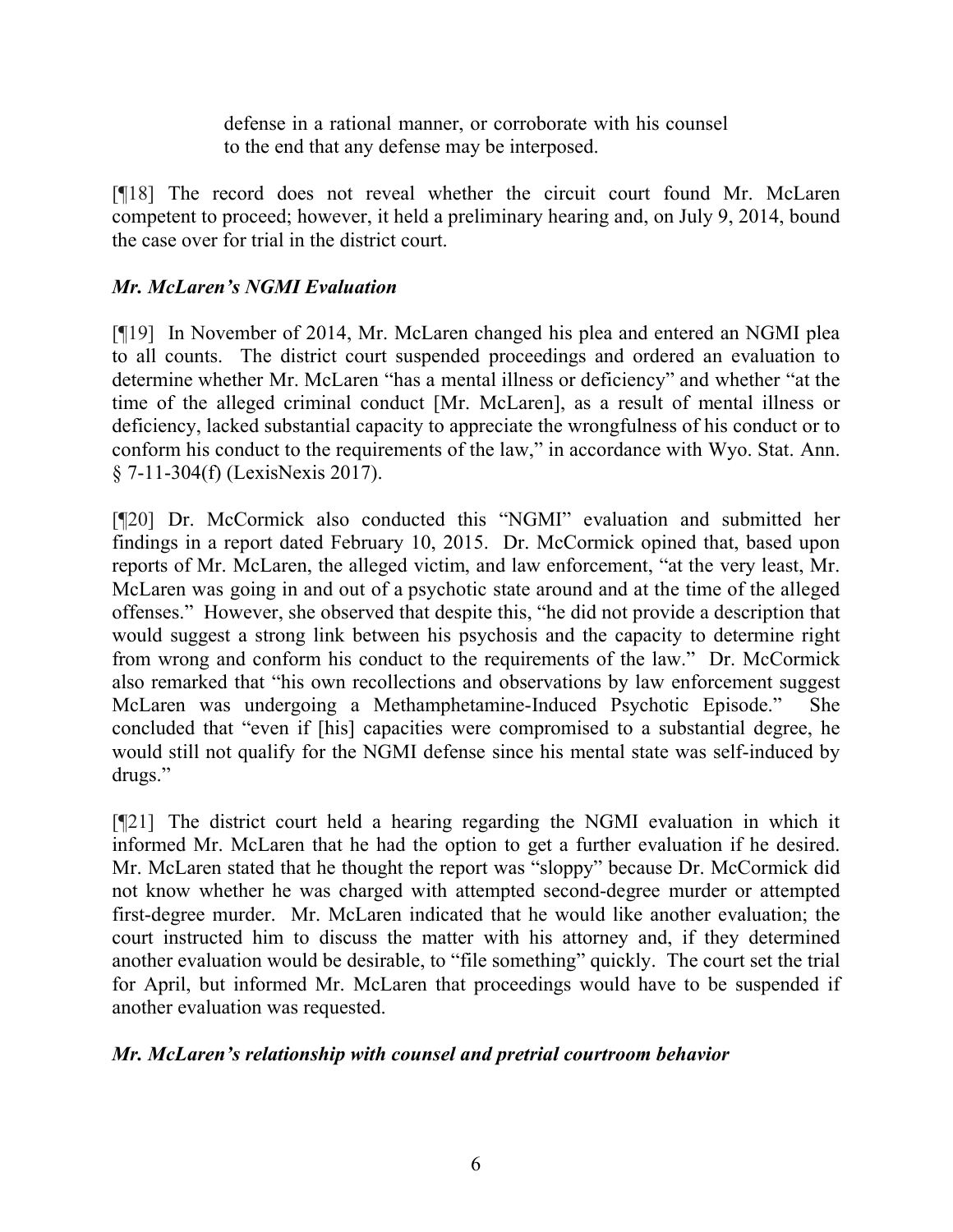> defense in a rational manner, or corroborate with his counsel to the end that any defense may be interposed.

[¶18] The record does not reveal whether the circuit court found Mr. McLaren competent to proceed; however, it held a preliminary hearing and, on July 9, 2014, bound the case over for trial in the district court.

### *Mr. McLaren's NGMI Evaluation*

[¶19] In November of 2014, Mr. McLaren changed his plea and entered an NGMI plea to all counts. The district court suspended proceedings and ordered an evaluation to determine whether Mr. McLaren "has a mental illness or deficiency" and whether "at the time of the alleged criminal conduct [Mr. McLaren], as a result of mental illness or deficiency, lacked substantial capacity to appreciate the wrongfulness of his conduct or to conform his conduct to the requirements of the law," in accordance with Wyo. Stat. Ann. § 7-11-304(f) (LexisNexis 2017).

[¶20] Dr. McCormick also conducted this "NGMI" evaluation and submitted her findings in a report dated February 10, 2015. Dr. McCormick opined that, based upon reports of Mr. McLaren, the alleged victim, and law enforcement, "at the very least, Mr. McLaren was going in and out of a psychotic state around and at the time of the alleged offenses." However, she observed that despite this, "he did not provide a description that would suggest a strong link between his psychosis and the capacity to determine right from wrong and conform his conduct to the requirements of the law." Dr. McCormick also remarked that "his own recollections and observations by law enforcement suggest McLaren was undergoing a Methamphetamine-Induced Psychotic Episode." She concluded that "even if [his] capacities were compromised to a substantial degree, he would still not qualify for the NGMI defense since his mental state was self-induced by drugs."

[¶21] The district court held a hearing regarding the NGMI evaluation in which it informed Mr. McLaren that he had the option to get a further evaluation if he desired. Mr. McLaren stated that he thought the report was "sloppy" because Dr. McCormick did not know whether he was charged with attempted second-degree murder or attempted first-degree murder. Mr. McLaren indicated that he would like another evaluation; the court instructed him to discuss the matter with his attorney and, if they determined another evaluation would be desirable, to "file something" quickly. The court set the trial for April, but informed Mr. McLaren that proceedings would have to be suspended if another evaluation was requested.

### *Mr. McLaren's relationship with counsel and pretrial courtroom behavior*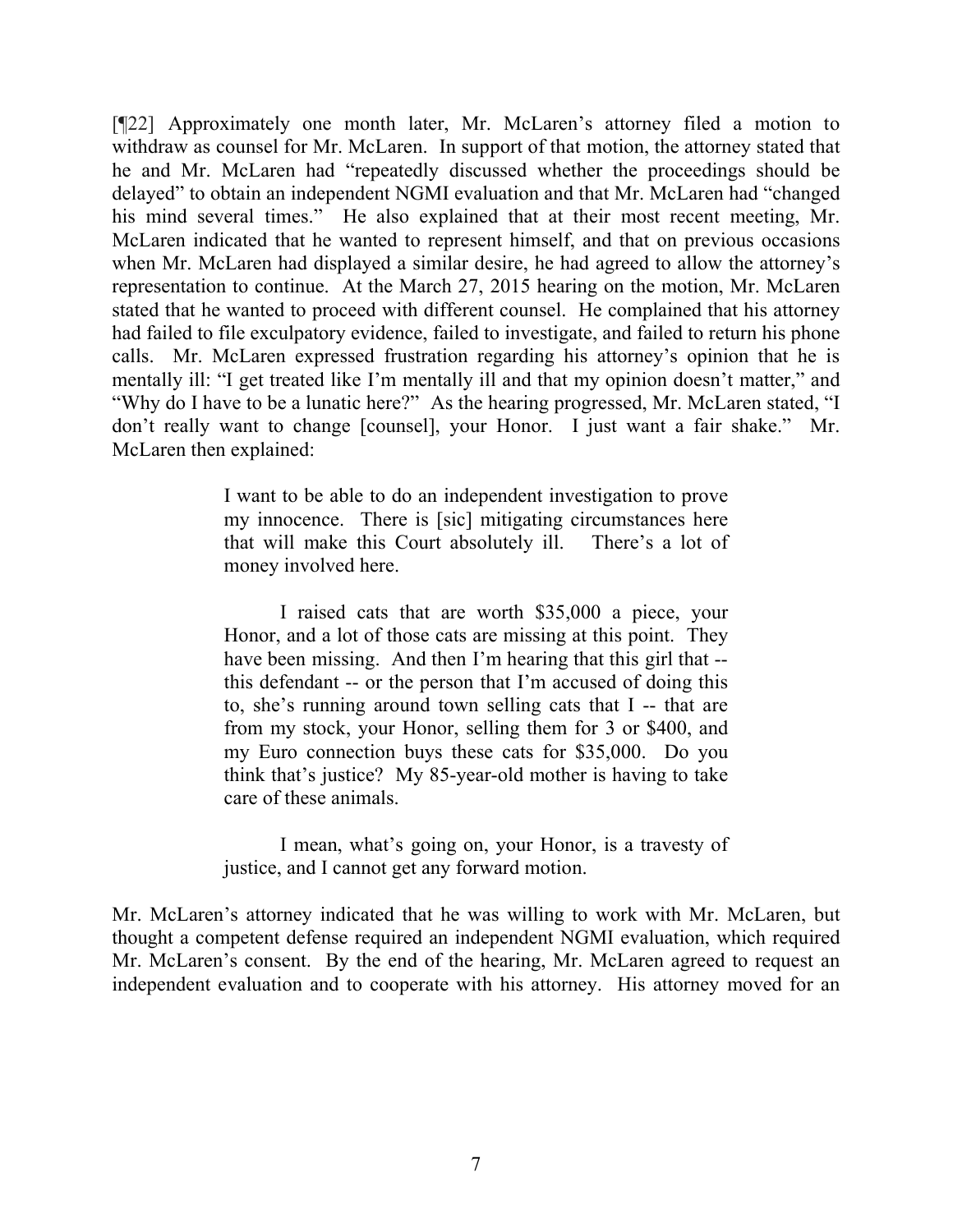[¶22] Approximately one month later, Mr. McLaren's attorney filed a motion to withdraw as counsel for Mr. McLaren. In support of that motion, the attorney stated that he and Mr. McLaren had "repeatedly discussed whether the proceedings should be delayed" to obtain an independent NGMI evaluation and that Mr. McLaren had "changed his mind several times." He also explained that at their most recent meeting, Mr. McLaren indicated that he wanted to represent himself, and that on previous occasions when Mr. McLaren had displayed a similar desire, he had agreed to allow the attorney's representation to continue. At the March 27, 2015 hearing on the motion, Mr. McLaren stated that he wanted to proceed with different counsel. He complained that his attorney had failed to file exculpatory evidence, failed to investigate, and failed to return his phone calls. Mr. McLaren expressed frustration regarding his attorney's opinion that he is mentally ill: "I get treated like I'm mentally ill and that my opinion doesn't matter," and "Why do I have to be a lunatic here?" As the hearing progressed, Mr. McLaren stated, "I don't really want to change [counsel], your Honor. I just want a fair shake." Mr. McLaren then explained:

> I want to be able to do an independent investigation to prove my innocence. There is [sic] mitigating circumstances here that will make this Court absolutely ill. There's a lot of money involved here.
>
> I raised cats that are worth $35,000 a piece, your Honor, and a lot of those cats are missing at this point. They have been missing. And then I'm hearing that this girl that -- this defendant -- or the person that I'm accused of doing this to, she's running around town selling cats that I -- that are from my stock, your Honor, selling them for 3 or $400, and my Euro connection buys these cats for $35,000. Do you think that's justice? My 85-year-old mother is having to take care of these animals.
>
> I mean, what's going on, your Honor, is a travesty of justice, and I cannot get any forward motion.

Mr. McLaren's attorney indicated that he was willing to work with Mr. McLaren, but thought a competent defense required an independent NGMI evaluation, which required Mr. McLaren's consent. By the end of the hearing, Mr. McLaren agreed to request an independent evaluation and to cooperate with his attorney. His attorney moved for an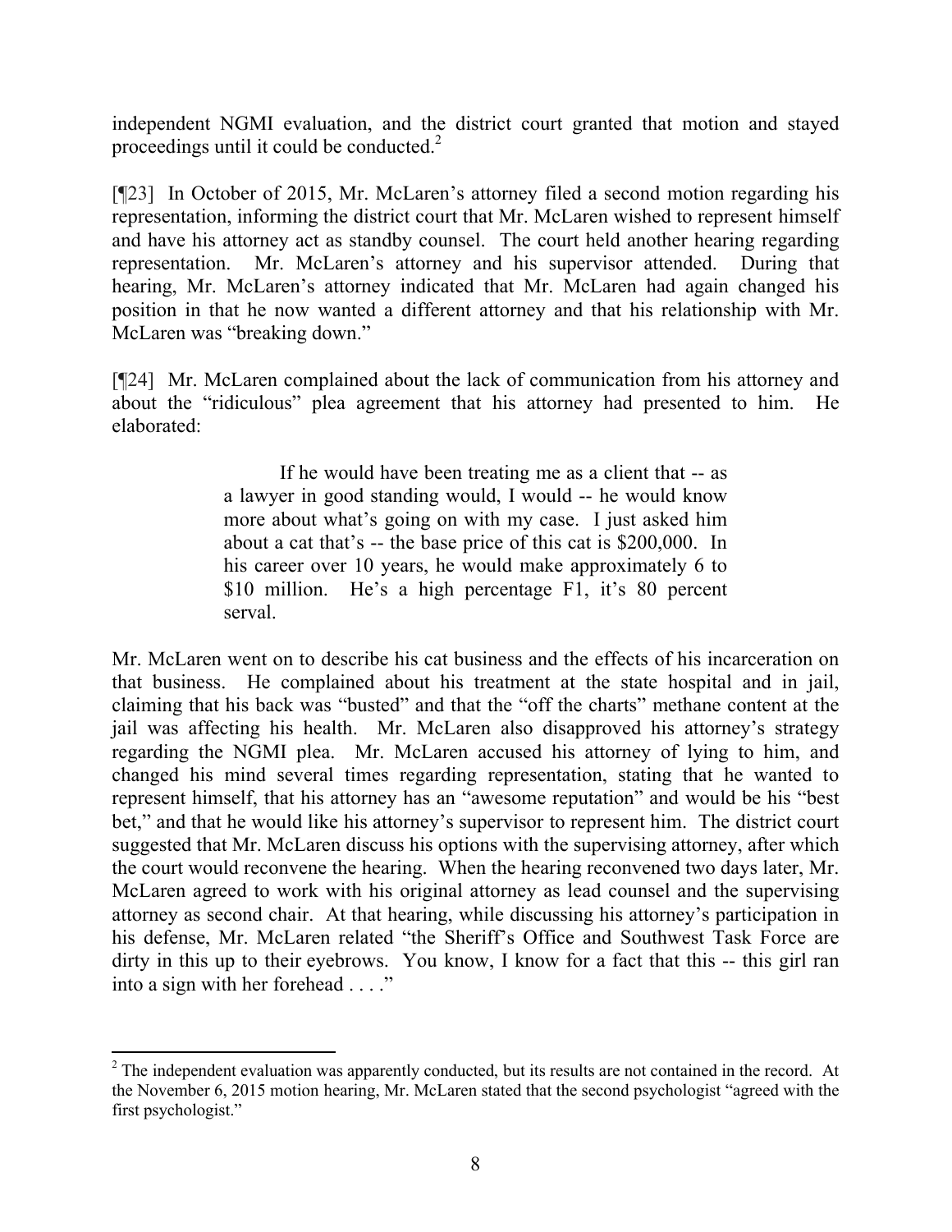independent NGMI evaluation, and the district court granted that motion and stayed proceedings until it could be conducted.[2]

[¶23] In October of 2015, Mr. McLaren's attorney filed a second motion regarding his representation, informing the district court that Mr. McLaren wished to represent himself and have his attorney act as standby counsel. The court held another hearing regarding representation. Mr. McLaren's attorney and his supervisor attended. During that hearing, Mr. McLaren's attorney indicated that Mr. McLaren had again changed his position in that he now wanted a different attorney and that his relationship with Mr. McLaren was "breaking down."

[¶24] Mr. McLaren complained about the lack of communication from his attorney and about the "ridiculous" plea agreement that his attorney had presented to him. He elaborated:

> If he would have been treating me as a client that -- as a lawyer in good standing would, I would -- he would know more about what's going on with my case. I just asked him about a cat that's -- the base price of this cat is $200,000. In his career over 10 years, he would make approximately 6 to $10 million. He's a high percentage F1, it's 80 percent serval.

Mr. McLaren went on to describe his cat business and the effects of his incarceration on that business. He complained about his treatment at the state hospital and in jail, claiming that his back was "busted" and that the "off the charts" methane content at the jail was affecting his health. Mr. McLaren also disapproved his attorney's strategy regarding the NGMI plea. Mr. McLaren accused his attorney of lying to him, and changed his mind several times regarding representation, stating that he wanted to represent himself, that his attorney has an "awesome reputation" and would be his "best bet," and that he would like his attorney's supervisor to represent him. The district court suggested that Mr. McLaren discuss his options with the supervising attorney, after which the court would reconvene the hearing. When the hearing reconvened two days later, Mr. McLaren agreed to work with his original attorney as lead counsel and the supervising attorney as second chair. At that hearing, while discussing his attorney's participation in his defense, Mr. McLaren related "the Sheriff's Office and Southwest Task Force are dirty in this up to their eyebrows. You know, I know for a fact that this -- this girl ran into a sign with her forehead . . . ."

---

[2] The independent evaluation was apparently conducted, but its results are not contained in the record. At the November 6, 2015 motion hearing, Mr. McLaren stated that the second psychologist "agreed with the first psychologist."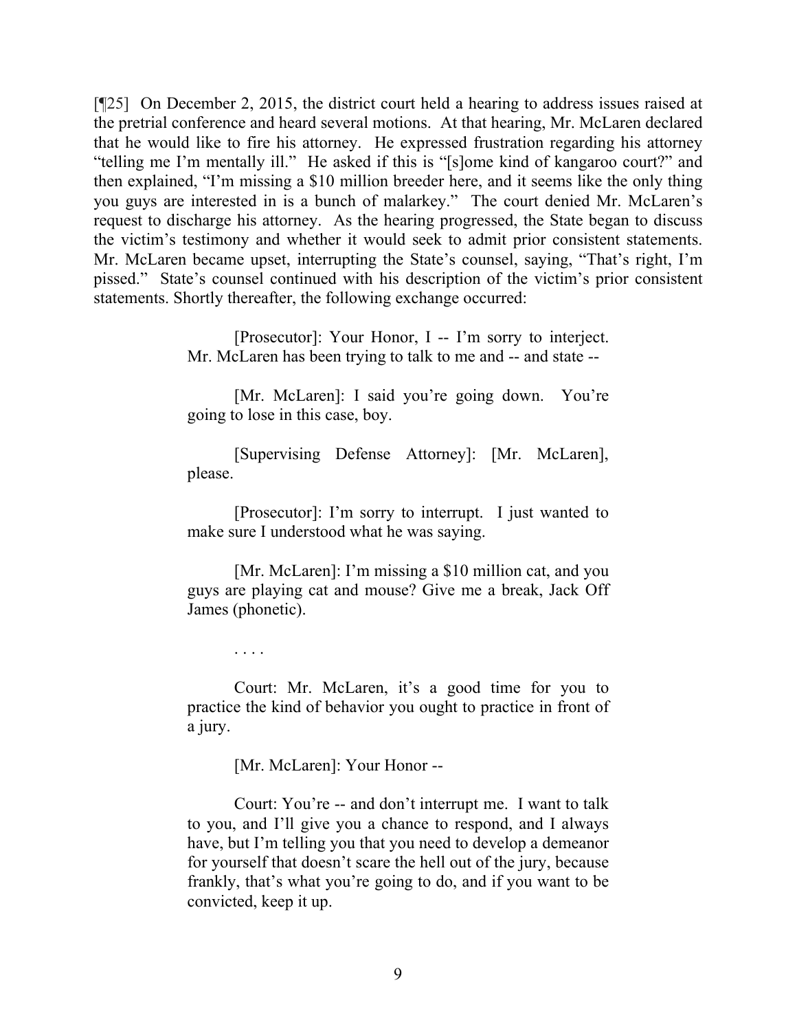[¶25] On December 2, 2015, the district court held a hearing to address issues raised at the pretrial conference and heard several motions. At that hearing, Mr. McLaren declared that he would like to fire his attorney. He expressed frustration regarding his attorney "telling me I'm mentally ill." He asked if this is "[s]ome kind of kangaroo court?" and then explained, "I'm missing a $10 million breeder here, and it seems like the only thing you guys are interested in is a bunch of malarkey." The court denied Mr. McLaren's request to discharge his attorney. As the hearing progressed, the State began to discuss the victim's testimony and whether it would seek to admit prior consistent statements. Mr. McLaren became upset, interrupting the State's counsel, saying, "That's right, I'm pissed." State's counsel continued with his description of the victim's prior consistent statements. Shortly thereafter, the following exchange occurred:

> [Prosecutor]: Your Honor, I -- I'm sorry to interject. Mr. McLaren has been trying to talk to me and -- and state --
>
> [Mr. McLaren]: I said you're going down. You're going to lose in this case, boy.
>
> [Supervising Defense Attorney]: [Mr. McLaren], please.
>
> [Prosecutor]: I'm sorry to interrupt. I just wanted to make sure I understood what he was saying.
>
> [Mr. McLaren]: I'm missing a $10 million cat, and you guys are playing cat and mouse? Give me a break, Jack Off James (phonetic).
>
> . . . .
>
> Court: Mr. McLaren, it's a good time for you to practice the kind of behavior you ought to practice in front of a jury.
>
> [Mr. McLaren]: Your Honor --
>
> Court: You're -- and don't interrupt me. I want to talk to you, and I'll give you a chance to respond, and I always have, but I'm telling you that you need to develop a demeanor for yourself that doesn't scare the hell out of the jury, because frankly, that's what you're going to do, and if you want to be convicted, keep it up.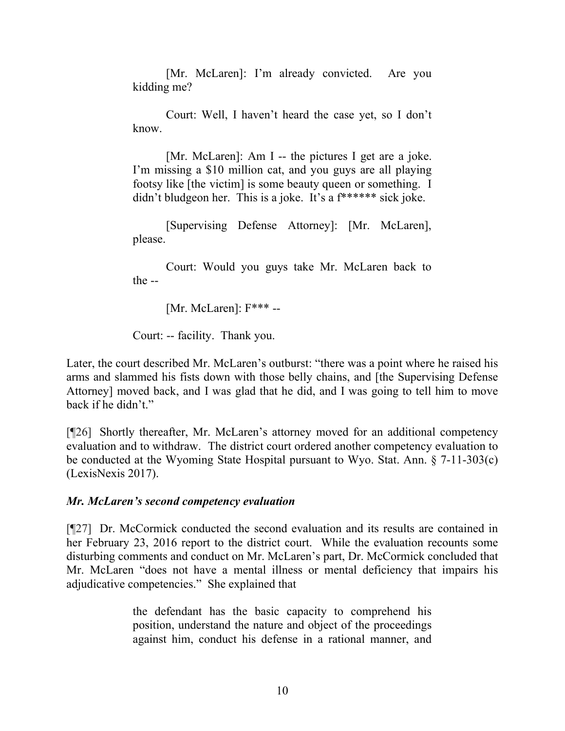> [Mr. McLaren]: I'm already convicted. Are you kidding me?
>
> Court: Well, I haven't heard the case yet, so I don't know.
>
> [Mr. McLaren]: Am I -- the pictures I get are a joke. I'm missing a $10 million cat, and you guys are all playing footsy like [the victim] is some beauty queen or something. I didn't bludgeon her. This is a joke. It's a f****** sick joke.
>
> [Supervising Defense Attorney]: [Mr. McLaren], please.
>
> Court: Would you guys take Mr. McLaren back to the --
>
> [Mr. McLaren]: F*** --
>
> Court: -- facility. Thank you.

Later, the court described Mr. McLaren's outburst: "there was a point where he raised his arms and slammed his fists down with those belly chains, and [the Supervising Defense Attorney] moved back, and I was glad that he did, and I was going to tell him to move back if he didn't."

[¶26] Shortly thereafter, Mr. McLaren's attorney moved for an additional competency evaluation and to withdraw. The district court ordered another competency evaluation to be conducted at the Wyoming State Hospital pursuant to Wyo. Stat. Ann. § 7-11-303(c) (LexisNexis 2017).

### *Mr. McLaren's second competency evaluation*

[¶27] Dr. McCormick conducted the second evaluation and its results are contained in her February 23, 2016 report to the district court. While the evaluation recounts some disturbing comments and conduct on Mr. McLaren's part, Dr. McCormick concluded that Mr. McLaren "does not have a mental illness or mental deficiency that impairs his adjudicative competencies." She explained that

> the defendant has the basic capacity to comprehend his position, understand the nature and object of the proceedings against him, conduct his defense in a rational manner, and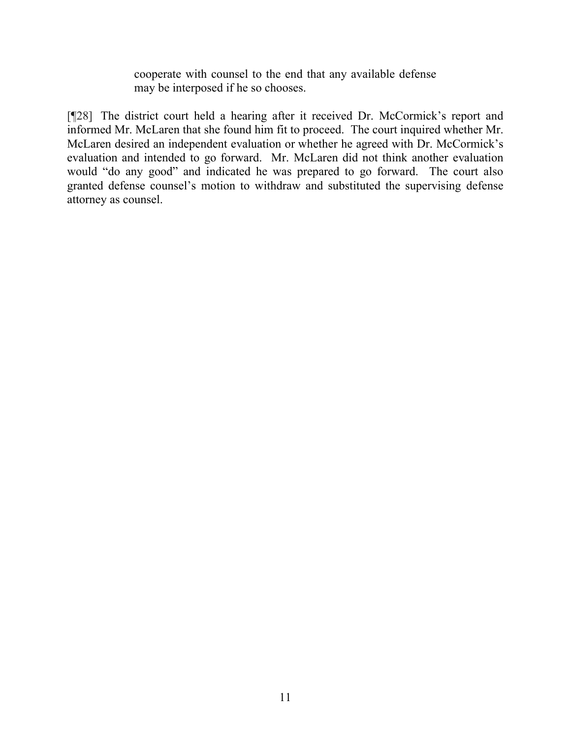> cooperate with counsel to the end that any available defense may be interposed if he so chooses.

[¶28] The district court held a hearing after it received Dr. McCormick's report and informed Mr. McLaren that she found him fit to proceed. The court inquired whether Mr. McLaren desired an independent evaluation or whether he agreed with Dr. McCormick's evaluation and intended to go forward. Mr. McLaren did not think another evaluation would "do any good" and indicated he was prepared to go forward. The court also granted defense counsel's motion to withdraw and substituted the supervising defense attorney as counsel.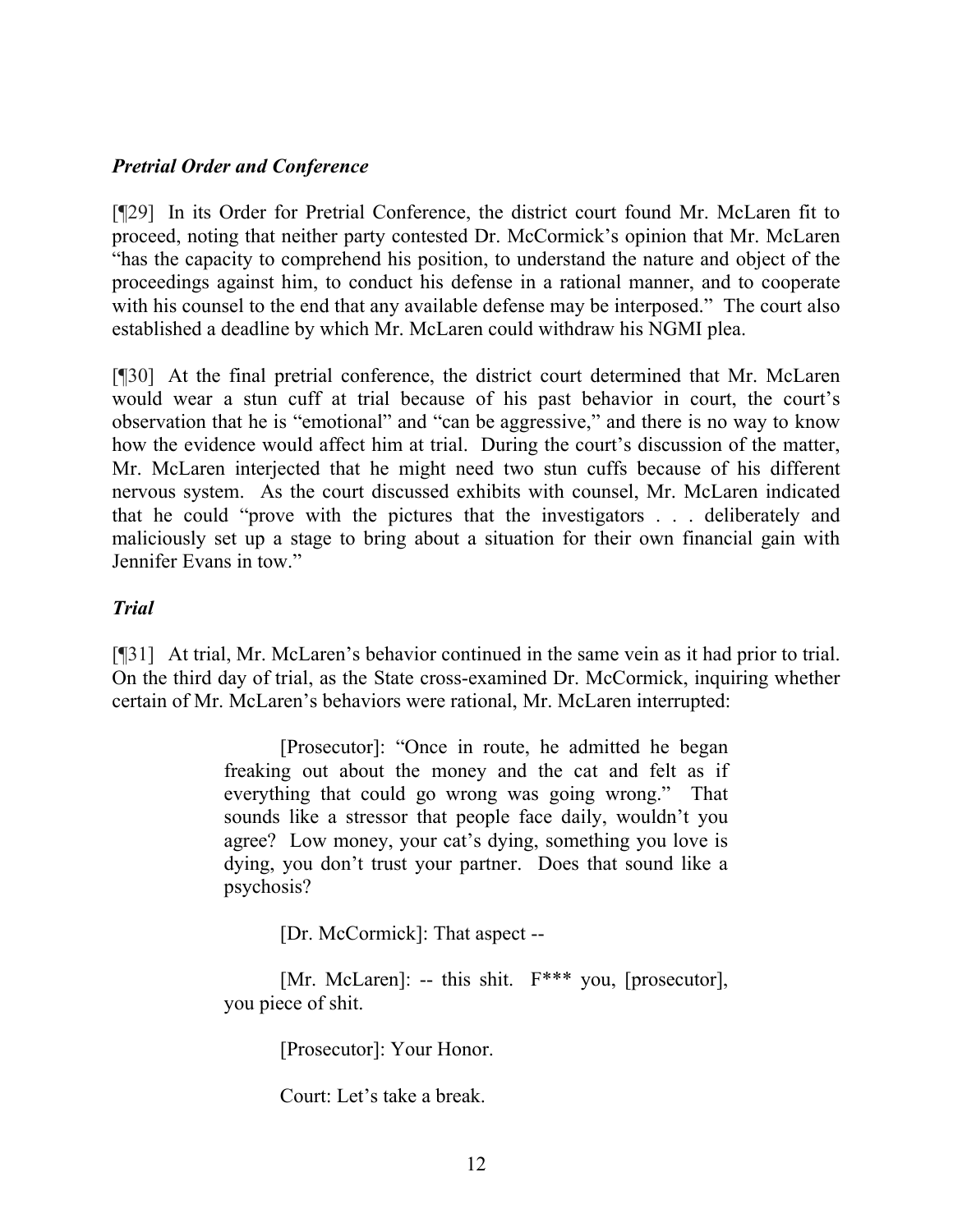### *Pretrial Order and Conference*

[¶29] In its Order for Pretrial Conference, the district court found Mr. McLaren fit to proceed, noting that neither party contested Dr. McCormick's opinion that Mr. McLaren "has the capacity to comprehend his position, to understand the nature and object of the proceedings against him, to conduct his defense in a rational manner, and to cooperate with his counsel to the end that any available defense may be interposed." The court also established a deadline by which Mr. McLaren could withdraw his NGMI plea.

[¶30] At the final pretrial conference, the district court determined that Mr. McLaren would wear a stun cuff at trial because of his past behavior in court, the court's observation that he is "emotional" and "can be aggressive," and there is no way to know how the evidence would affect him at trial. During the court's discussion of the matter, Mr. McLaren interjected that he might need two stun cuffs because of his different nervous system. As the court discussed exhibits with counsel, Mr. McLaren indicated that he could "prove with the pictures that the investigators . . . deliberately and maliciously set up a stage to bring about a situation for their own financial gain with Jennifer Evans in tow."

### *Trial*

[¶31] At trial, Mr. McLaren's behavior continued in the same vein as it had prior to trial. On the third day of trial, as the State cross-examined Dr. McCormick, inquiring whether certain of Mr. McLaren's behaviors were rational, Mr. McLaren interrupted:

> [Prosecutor]: "Once in route, he admitted he began freaking out about the money and the cat and felt as if everything that could go wrong was going wrong." That sounds like a stressor that people face daily, wouldn't you agree? Low money, your cat's dying, something you love is dying, you don't trust your partner. Does that sound like a psychosis?
>
> [Dr. McCormick]: That aspect --
>
> [Mr. McLaren]: -- this shit. F*** you, [prosecutor], you piece of shit.
>
> [Prosecutor]: Your Honor.
>
> Court: Let's take a break.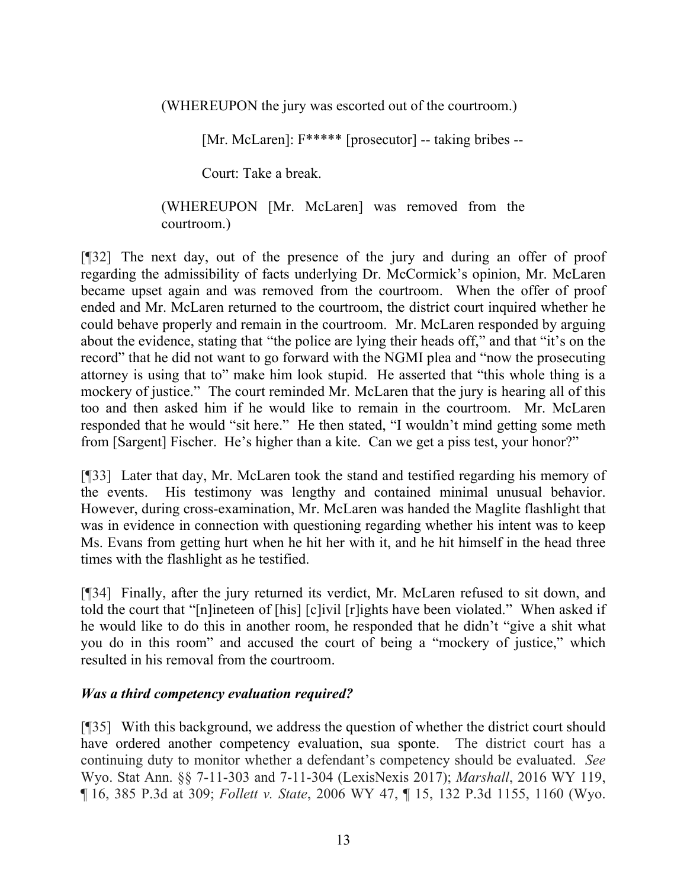(WHEREUPON the jury was escorted out of the courtroom.)

> [Mr. McLaren]: F***** [prosecutor] -- taking bribes --
>
> Court: Take a break.

(WHEREUPON [Mr. McLaren] was removed from the courtroom.)

[¶32] The next day, out of the presence of the jury and during an offer of proof regarding the admissibility of facts underlying Dr. McCormick's opinion, Mr. McLaren became upset again and was removed from the courtroom. When the offer of proof ended and Mr. McLaren returned to the courtroom, the district court inquired whether he could behave properly and remain in the courtroom. Mr. McLaren responded by arguing about the evidence, stating that "the police are lying their heads off," and that "it's on the record" that he did not want to go forward with the NGMI plea and "now the prosecuting attorney is using that to" make him look stupid. He asserted that "this whole thing is a mockery of justice." The court reminded Mr. McLaren that the jury is hearing all of this too and then asked him if he would like to remain in the courtroom. Mr. McLaren responded that he would "sit here." He then stated, "I wouldn't mind getting some meth from [Sargent] Fischer. He's higher than a kite. Can we get a piss test, your honor?"

[¶33] Later that day, Mr. McLaren took the stand and testified regarding his memory of the events. His testimony was lengthy and contained minimal unusual behavior. However, during cross-examination, Mr. McLaren was handed the Maglite flashlight that was in evidence in connection with questioning regarding whether his intent was to keep Ms. Evans from getting hurt when he hit her with it, and he hit himself in the head three times with the flashlight as he testified.

[¶34] Finally, after the jury returned its verdict, Mr. McLaren refused to sit down, and told the court that "[n]ineteen of [his] [c]ivil [r]ights have been violated." When asked if he would like to do this in another room, he responded that he didn't "give a shit what you do in this room" and accused the court of being a "mockery of justice," which resulted in his removal from the courtroom.

### *Was a third competency evaluation required?*

[¶35] With this background, we address the question of whether the district court should have ordered another competency evaluation, sua sponte. The district court has a continuing duty to monitor whether a defendant's competency should be evaluated. *See* Wyo. Stat Ann. §§ 7-11-303 and 7-11-304 (LexisNexis 2017); *Marshall*, 2016 WY 119, ¶ 16, 385 P.3d at 309; *Follett v. State*, 2006 WY 47, ¶ 15, 132 P.3d 1155, 1160 (Wyo.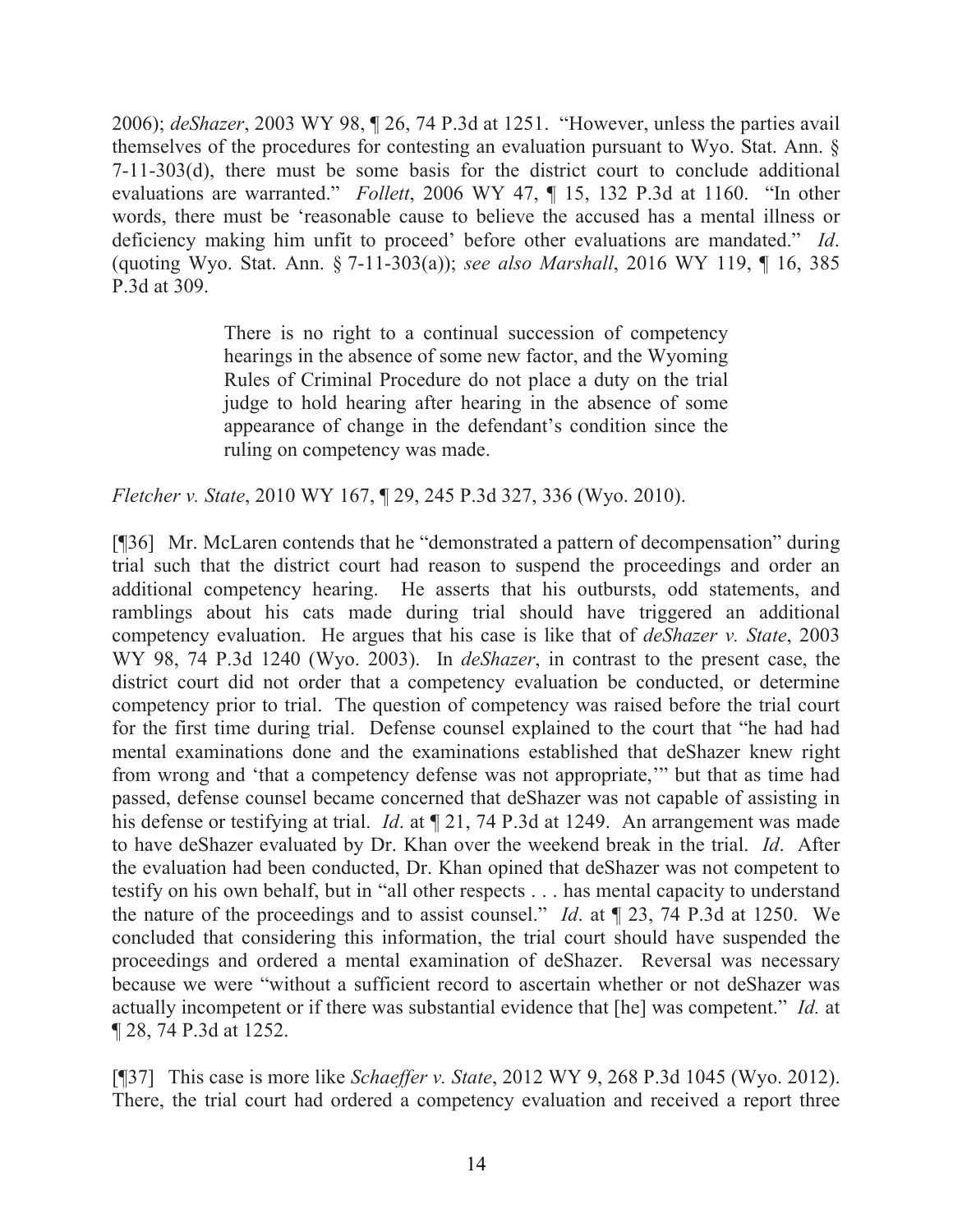2006); *deShazer*, 2003 WY 98, ¶ 26, 74 P.3d at 1251. "However, unless the parties avail themselves of the procedures for contesting an evaluation pursuant to Wyo. Stat. Ann. § 7-11-303(d), there must be some basis for the district court to conclude additional evaluations are warranted." *Follett*, 2006 WY 47, ¶ 15, 132 P.3d at 1160. "In other words, there must be 'reasonable cause to believe the accused has a mental illness or deficiency making him unfit to proceed' before other evaluations are mandated." *Id*. (quoting Wyo. Stat. Ann. § 7-11-303(a)); *see also Marshall*, 2016 WY 119, ¶ 16, 385 P.3d at 309.

> There is no right to a continual succession of competency hearings in the absence of some new factor, and the Wyoming Rules of Criminal Procedure do not place a duty on the trial judge to hold hearing after hearing in the absence of some appearance of change in the defendant's condition since the ruling on competency was made.

*Fletcher v. State*, 2010 WY 167, ¶ 29, 245 P.3d 327, 336 (Wyo. 2010).

[¶36] Mr. McLaren contends that he "demonstrated a pattern of decompensation" during trial such that the district court had reason to suspend the proceedings and order an additional competency hearing. He asserts that his outbursts, odd statements, and ramblings about his cats made during trial should have triggered an additional competency evaluation. He argues that his case is like that of *deShazer v. State*, 2003 WY 98, 74 P.3d 1240 (Wyo. 2003). In *deShazer*, in contrast to the present case, the district court did not order that a competency evaluation be conducted, or determine competency prior to trial. The question of competency was raised before the trial court for the first time during trial. Defense counsel explained to the court that "he had had mental examinations done and the examinations established that deShazer knew right from wrong and 'that a competency defense was not appropriate,'" but that as time had passed, defense counsel became concerned that deShazer was not capable of assisting in his defense or testifying at trial. *Id*. at ¶ 21, 74 P.3d at 1249. An arrangement was made to have deShazer evaluated by Dr. Khan over the weekend break in the trial. *Id*. After the evaluation had been conducted, Dr. Khan opined that deShazer was not competent to testify on his own behalf, but in "all other respects . . . has mental capacity to understand the nature of the proceedings and to assist counsel." *Id*. at ¶ 23, 74 P.3d at 1250. We concluded that considering this information, the trial court should have suspended the proceedings and ordered a mental examination of deShazer. Reversal was necessary because we were "without a sufficient record to ascertain whether or not deShazer was actually incompetent or if there was substantial evidence that [he] was competent." *Id.* at ¶ 28, 74 P.3d at 1252.

[¶37] This case is more like *Schaeffer v. State*, 2012 WY 9, 268 P.3d 1045 (Wyo. 2012). There, the trial court had ordered a competency evaluation and received a report three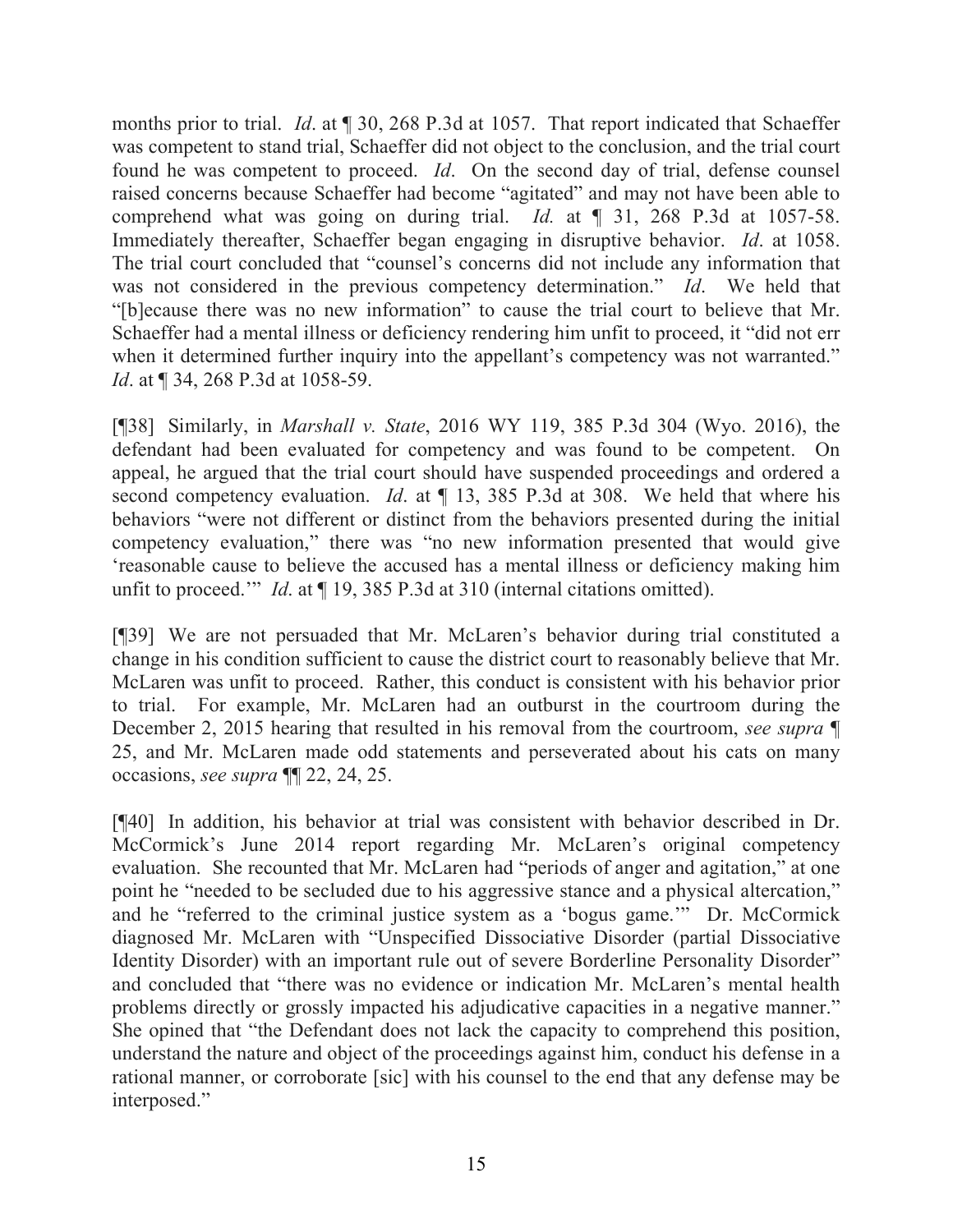months prior to trial. *Id*. at ¶ 30, 268 P.3d at 1057. That report indicated that Schaeffer was competent to stand trial, Schaeffer did not object to the conclusion, and the trial court found he was competent to proceed. *Id*. On the second day of trial, defense counsel raised concerns because Schaeffer had become "agitated" and may not have been able to comprehend what was going on during trial. *Id.* at ¶ 31, 268 P.3d at 1057-58. Immediately thereafter, Schaeffer began engaging in disruptive behavior. *Id*. at 1058. The trial court concluded that "counsel's concerns did not include any information that was not considered in the previous competency determination." *Id*. We held that "[b]ecause there was no new information" to cause the trial court to believe that Mr. Schaeffer had a mental illness or deficiency rendering him unfit to proceed, it "did not err when it determined further inquiry into the appellant's competency was not warranted." *Id*. at ¶ 34, 268 P.3d at 1058-59.

[¶38] Similarly, in *Marshall v. State*, 2016 WY 119, 385 P.3d 304 (Wyo. 2016), the defendant had been evaluated for competency and was found to be competent. On appeal, he argued that the trial court should have suspended proceedings and ordered a second competency evaluation. *Id*. at ¶ 13, 385 P.3d at 308. We held that where his behaviors "were not different or distinct from the behaviors presented during the initial competency evaluation," there was "no new information presented that would give 'reasonable cause to believe the accused has a mental illness or deficiency making him unfit to proceed.'" *Id*. at ¶ 19, 385 P.3d at 310 (internal citations omitted).

[¶39] We are not persuaded that Mr. McLaren's behavior during trial constituted a change in his condition sufficient to cause the district court to reasonably believe that Mr. McLaren was unfit to proceed. Rather, this conduct is consistent with his behavior prior to trial. For example, Mr. McLaren had an outburst in the courtroom during the December 2, 2015 hearing that resulted in his removal from the courtroom, *see supra* ¶ 25, and Mr. McLaren made odd statements and perseverated about his cats on many occasions, *see supra* ¶¶ 22, 24, 25.

[¶40] In addition, his behavior at trial was consistent with behavior described in Dr. McCormick's June 2014 report regarding Mr. McLaren's original competency evaluation. She recounted that Mr. McLaren had "periods of anger and agitation," at one point he "needed to be secluded due to his aggressive stance and a physical altercation," and he "referred to the criminal justice system as a 'bogus game.'" Dr. McCormick diagnosed Mr. McLaren with "Unspecified Dissociative Disorder (partial Dissociative Identity Disorder) with an important rule out of severe Borderline Personality Disorder" and concluded that "there was no evidence or indication Mr. McLaren's mental health problems directly or grossly impacted his adjudicative capacities in a negative manner." She opined that "the Defendant does not lack the capacity to comprehend this position, understand the nature and object of the proceedings against him, conduct his defense in a rational manner, or corroborate [sic] with his counsel to the end that any defense may be interposed."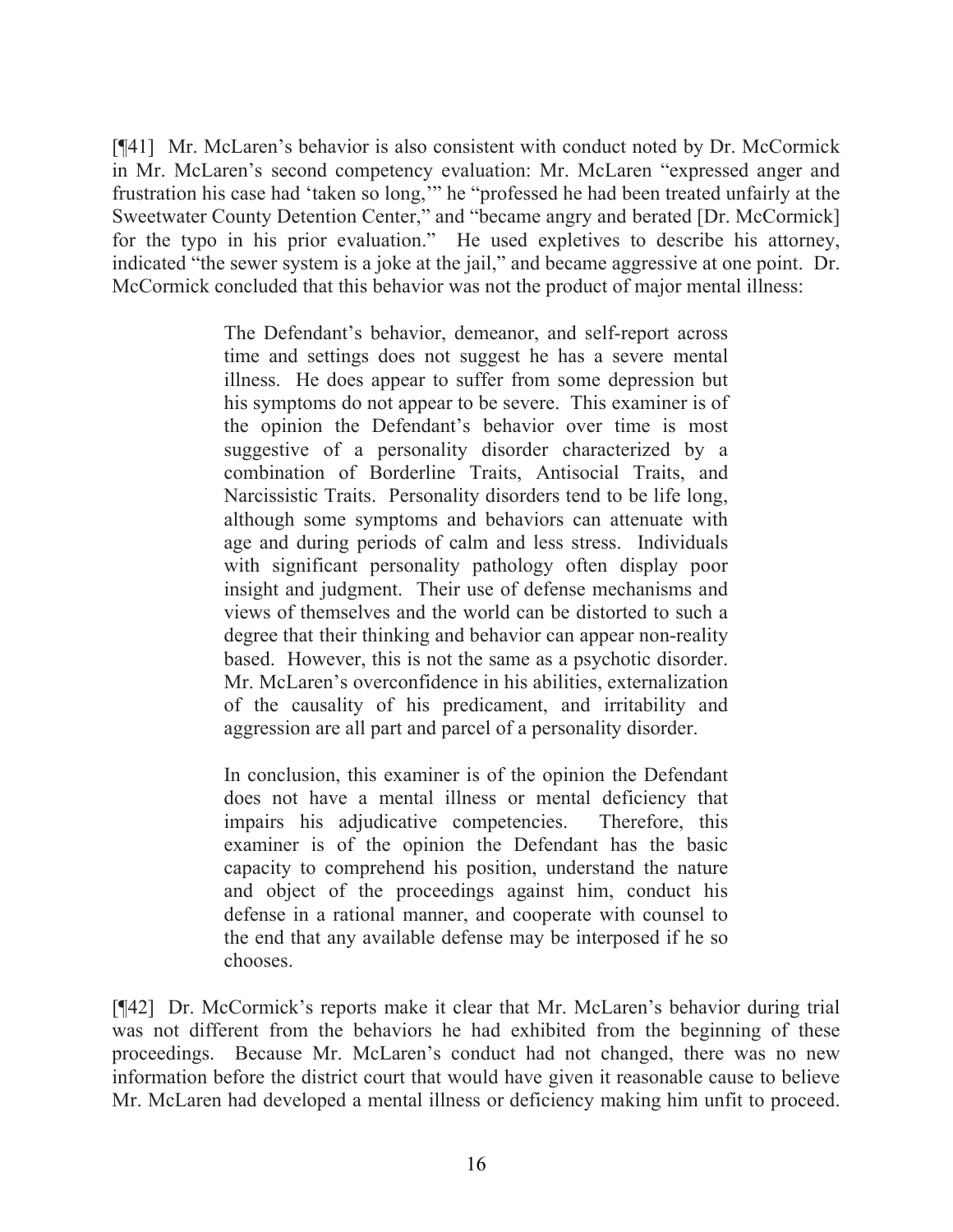[¶41] Mr. McLaren's behavior is also consistent with conduct noted by Dr. McCormick in Mr. McLaren's second competency evaluation: Mr. McLaren "expressed anger and frustration his case had 'taken so long,'" he "professed he had been treated unfairly at the Sweetwater County Detention Center," and "became angry and berated [Dr. McCormick] for the typo in his prior evaluation." He used expletives to describe his attorney, indicated "the sewer system is a joke at the jail," and became aggressive at one point. Dr. McCormick concluded that this behavior was not the product of major mental illness:

> The Defendant's behavior, demeanor, and self-report across time and settings does not suggest he has a severe mental illness. He does appear to suffer from some depression but his symptoms do not appear to be severe. This examiner is of the opinion the Defendant's behavior over time is most suggestive of a personality disorder characterized by a combination of Borderline Traits, Antisocial Traits, and Narcissistic Traits. Personality disorders tend to be life long, although some symptoms and behaviors can attenuate with age and during periods of calm and less stress. Individuals with significant personality pathology often display poor insight and judgment. Their use of defense mechanisms and views of themselves and the world can be distorted to such a degree that their thinking and behavior can appear non-reality based. However, this is not the same as a psychotic disorder. Mr. McLaren's overconfidence in his abilities, externalization of the causality of his predicament, and irritability and aggression are all part and parcel of a personality disorder.
>
> In conclusion, this examiner is of the opinion the Defendant does not have a mental illness or mental deficiency that impairs his adjudicative competencies. Therefore, this examiner is of the opinion the Defendant has the basic capacity to comprehend his position, understand the nature and object of the proceedings against him, conduct his defense in a rational manner, and cooperate with counsel to the end that any available defense may be interposed if he so chooses.

[¶42] Dr. McCormick's reports make it clear that Mr. McLaren's behavior during trial was not different from the behaviors he had exhibited from the beginning of these proceedings. Because Mr. McLaren's conduct had not changed, there was no new information before the district court that would have given it reasonable cause to believe Mr. McLaren had developed a mental illness or deficiency making him unfit to proceed.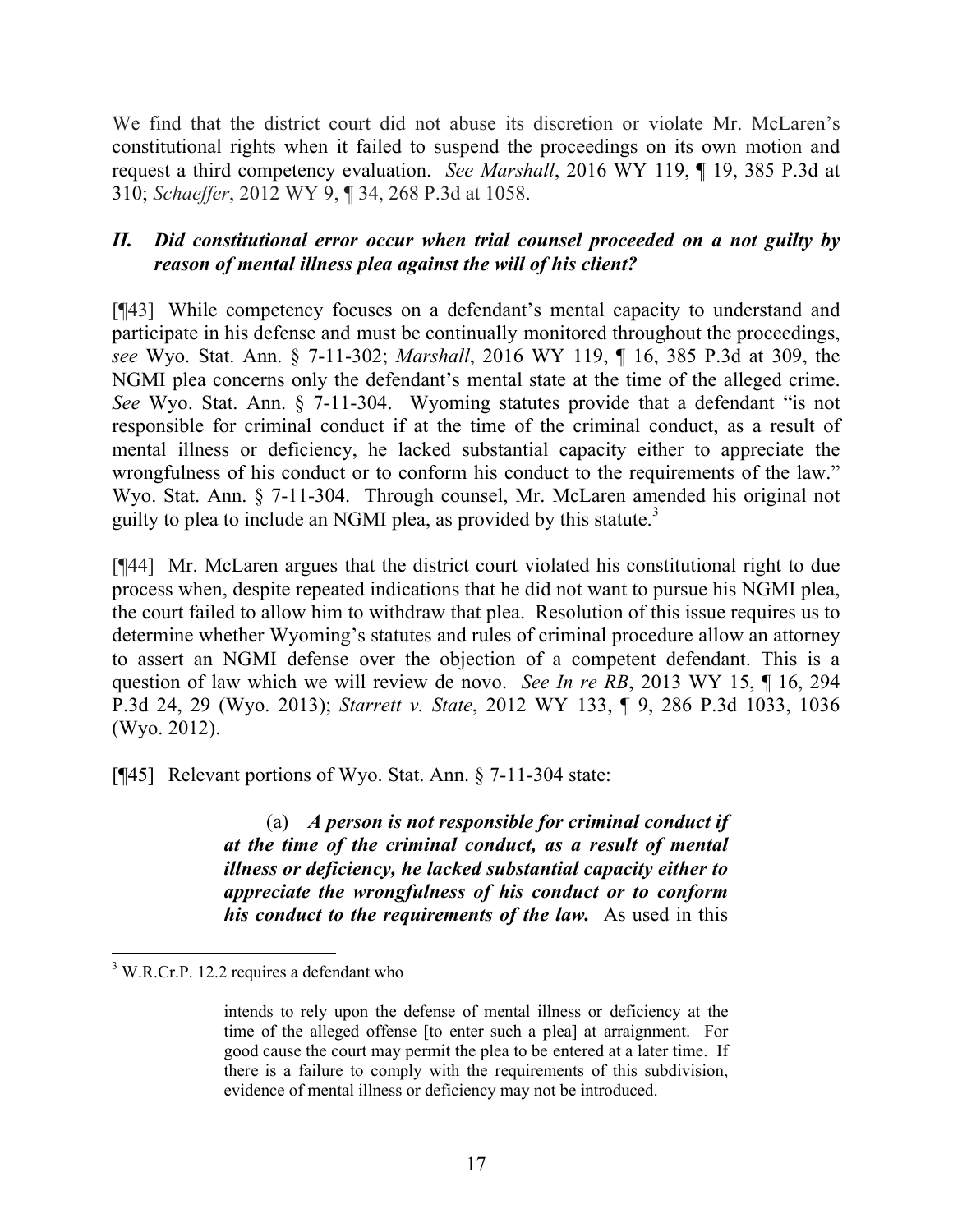We find that the district court did not abuse its discretion or violate Mr. McLaren's constitutional rights when it failed to suspend the proceedings on its own motion and request a third competency evaluation. *See Marshall*, 2016 WY 119, ¶ 19, 385 P.3d at 310; *Schaeffer*, 2012 WY 9, ¶ 34, 268 P.3d at 1058.

### *II. Did constitutional error occur when trial counsel proceeded on a not guilty by reason of mental illness plea against the will of his client?*

[¶43] While competency focuses on a defendant's mental capacity to understand and participate in his defense and must be continually monitored throughout the proceedings, *see* Wyo. Stat. Ann. § 7-11-302; *Marshall*, 2016 WY 119, ¶ 16, 385 P.3d at 309, the NGMI plea concerns only the defendant's mental state at the time of the alleged crime. *See* Wyo. Stat. Ann. § 7-11-304. Wyoming statutes provide that a defendant "is not responsible for criminal conduct if at the time of the criminal conduct, as a result of mental illness or deficiency, he lacked substantial capacity either to appreciate the wrongfulness of his conduct or to conform his conduct to the requirements of the law." Wyo. Stat. Ann. § 7-11-304. Through counsel, Mr. McLaren amended his original not guilty to plea to include an NGMI plea, as provided by this statute.[3]

[¶44] Mr. McLaren argues that the district court violated his constitutional right to due process when, despite repeated indications that he did not want to pursue his NGMI plea, the court failed to allow him to withdraw that plea. Resolution of this issue requires us to determine whether Wyoming's statutes and rules of criminal procedure allow an attorney to assert an NGMI defense over the objection of a competent defendant. This is a question of law which we will review de novo. *See In re RB*, 2013 WY 15, ¶ 16, 294 P.3d 24, 29 (Wyo. 2013); *Starrett v. State*, 2012 WY 133, ¶ 9, 286 P.3d 1033, 1036 (Wyo. 2012).

[¶45] Relevant portions of Wyo. Stat. Ann. § 7-11-304 state:

> (a) ***A person is not responsible for criminal conduct if at the time of the criminal conduct, as a result of mental illness or deficiency, he lacked substantial capacity either to appreciate the wrongfulness of his conduct or to conform his conduct to the requirements of the law.*** As used in this

---

[3] W.R.Cr.P. 12.2 requires a defendant who

> intends to rely upon the defense of mental illness or deficiency at the time of the alleged offense [to enter such a plea] at arraignment. For good cause the court may permit the plea to be entered at a later time. If there is a failure to comply with the requirements of this subdivision, evidence of mental illness or deficiency may not be introduced.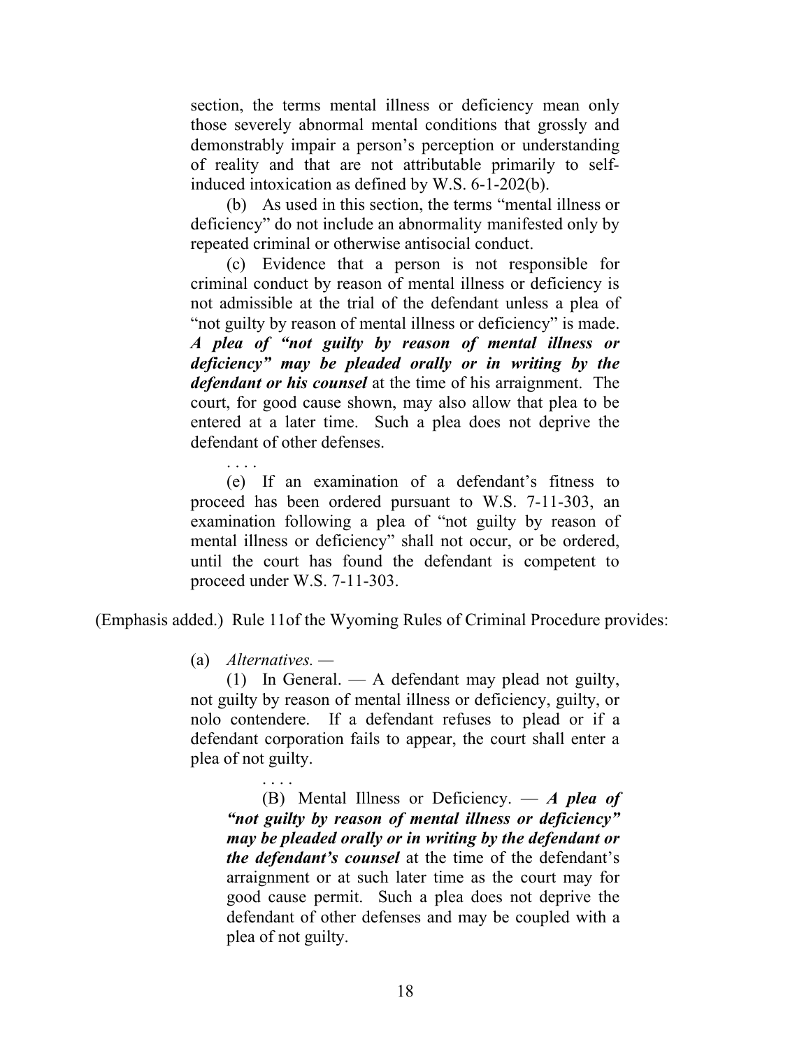> section, the terms mental illness or deficiency mean only those severely abnormal mental conditions that grossly and demonstrably impair a person's perception or understanding of reality and that are not attributable primarily to self-induced intoxication as defined by W.S. 6-1-202(b).
>
> (b) As used in this section, the terms "mental illness or deficiency" do not include an abnormality manifested only by repeated criminal or otherwise antisocial conduct.
>
> (c) Evidence that a person is not responsible for criminal conduct by reason of mental illness or deficiency is not admissible at the trial of the defendant unless a plea of "not guilty by reason of mental illness or deficiency" is made. ***A plea of "not guilty by reason of mental illness or deficiency" may be pleaded orally or in writing by the defendant or his counsel*** at the time of his arraignment. The court, for good cause shown, may also allow that plea to be entered at a later time. Such a plea does not deprive the defendant of other defenses.
>
> . . . .
>
> (e) If an examination of a defendant's fitness to proceed has been ordered pursuant to W.S. 7-11-303, an examination following a plea of "not guilty by reason of mental illness or deficiency" shall not occur, or be ordered, until the court has found the defendant is competent to proceed under W.S. 7-11-303.

(Emphasis added.) Rule 11of the Wyoming Rules of Criminal Procedure provides:

> (a) *Alternatives.* —
>
> (1) In General. — A defendant may plead not guilty, not guilty by reason of mental illness or deficiency, guilty, or nolo contendere. If a defendant refuses to plead or if a defendant corporation fails to appear, the court shall enter a plea of not guilty.
>
> . . . .
>
> (B) Mental Illness or Deficiency. — ***A plea of "not guilty by reason of mental illness or deficiency" may be pleaded orally or in writing by the defendant or the defendant's counsel*** at the time of the defendant's arraignment or at such later time as the court may for good cause permit. Such a plea does not deprive the defendant of other defenses and may be coupled with a plea of not guilty.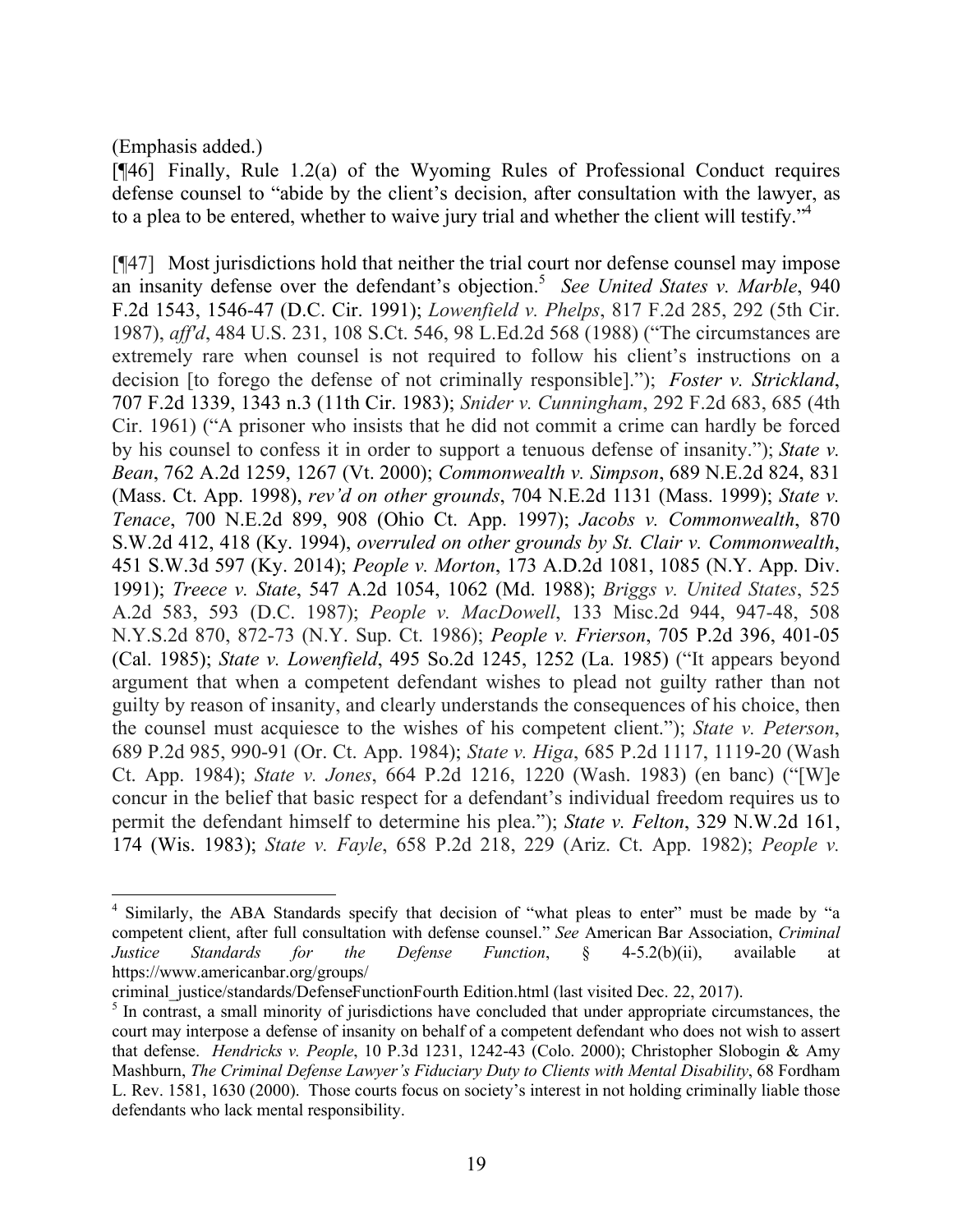(Emphasis added.)

[¶46] Finally, Rule 1.2(a) of the Wyoming Rules of Professional Conduct requires defense counsel to "abide by the client's decision, after consultation with the lawyer, as to a plea to be entered, whether to waive jury trial and whether the client will testify."[4]

[¶47] Most jurisdictions hold that neither the trial court nor defense counsel may impose an insanity defense over the defendant's objection.[5] *See United States v. Marble*, 940 F.2d 1543, 1546-47 (D.C. Cir. 1991); *Lowenfield v. Phelps*, 817 F.2d 285, 292 (5th Cir. 1987), *aff'd*, 484 U.S. 231, 108 S.Ct. 546, 98 L.Ed.2d 568 (1988) ("The circumstances are extremely rare when counsel is not required to follow his client's instructions on a decision [to forego the defense of not criminally responsible]."); *Foster v. Strickland*, 707 F.2d 1339, 1343 n.3 (11th Cir. 1983); *Snider v. Cunningham*, 292 F.2d 683, 685 (4th Cir. 1961) ("A prisoner who insists that he did not commit a crime can hardly be forced by his counsel to confess it in order to support a tenuous defense of insanity."); *State v. Bean*, 762 A.2d 1259, 1267 (Vt. 2000); *Commonwealth v. Simpson*, 689 N.E.2d 824, 831 (Mass. Ct. App. 1998), *rev'd on other grounds*, 704 N.E.2d 1131 (Mass. 1999); *State v. Tenace*, 700 N.E.2d 899, 908 (Ohio Ct. App. 1997); *Jacobs v. Commonwealth*, 870 S.W.2d 412, 418 (Ky. 1994), *overruled on other grounds by St. Clair v. Commonwealth*, 451 S.W.3d 597 (Ky. 2014); *People v. Morton*, 173 A.D.2d 1081, 1085 (N.Y. App. Div. 1991); *Treece v. State*, 547 A.2d 1054, 1062 (Md. 1988); *Briggs v. United States*, 525 A.2d 583, 593 (D.C. 1987); *People v. MacDowell*, 133 Misc.2d 944, 947-48, 508 N.Y.S.2d 870, 872-73 (N.Y. Sup. Ct. 1986); *People v. Frierson*, 705 P.2d 396, 401-05 (Cal. 1985); *State v. Lowenfield*, 495 So.2d 1245, 1252 (La. 1985) ("It appears beyond argument that when a competent defendant wishes to plead not guilty rather than not guilty by reason of insanity, and clearly understands the consequences of his choice, then the counsel must acquiesce to the wishes of his competent client."); *State v. Peterson*, 689 P.2d 985, 990-91 (Or. Ct. App. 1984); *State v. Higa*, 685 P.2d 1117, 1119-20 (Wash Ct. App. 1984); *State v. Jones*, 664 P.2d 1216, 1220 (Wash. 1983) (en banc) ("[W]e concur in the belief that basic respect for a defendant's individual freedom requires us to permit the defendant himself to determine his plea."); *State v. Felton*, 329 N.W.2d 161, 174 (Wis. 1983); *State v. Fayle*, 658 P.2d 218, 229 (Ariz. Ct. App. 1982); *People v.*

---

[4] Similarly, the ABA Standards specify that decision of "what pleas to enter" must be made by "a competent client, after full consultation with defense counsel." *See* American Bar Association, *Criminal Justice Standards for the Defense Function*, § 4-5.2(b)(ii), available at https://www.americanbar.org/groups/criminal_justice/standards/DefenseFunctionFourth Edition.html (last visited Dec. 22, 2017).

[5] In contrast, a small minority of jurisdictions have concluded that under appropriate circumstances, the court may interpose a defense of insanity on behalf of a competent defendant who does not wish to assert that defense. *Hendricks v. People*, 10 P.3d 1231, 1242-43 (Colo. 2000); Christopher Slobogin & Amy Mashburn, *The Criminal Defense Lawyer's Fiduciary Duty to Clients with Mental Disability*, 68 Fordham L. Rev. 1581, 1630 (2000). Those courts focus on society's interest in not holding criminally liable those defendants who lack mental responsibility.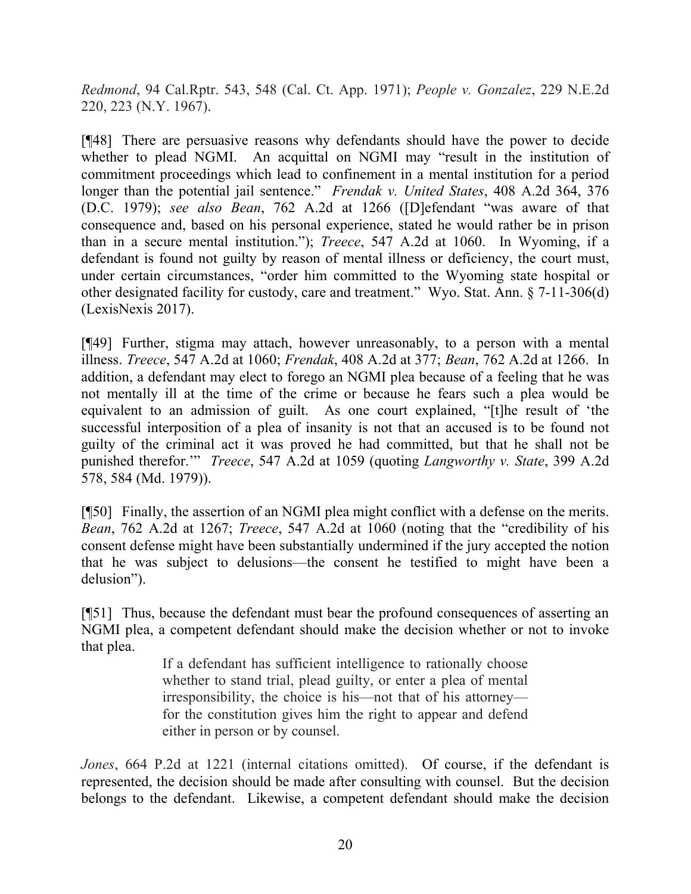*Redmond*, 94 Cal.Rptr. 543, 548 (Cal. Ct. App. 1971); *People v. Gonzalez*, 229 N.E.2d 220, 223 (N.Y. 1967).

[¶48] There are persuasive reasons why defendants should have the power to decide whether to plead NGMI. An acquittal on NGMI may "result in the institution of commitment proceedings which lead to confinement in a mental institution for a period longer than the potential jail sentence." *Frendak v. United States*, 408 A.2d 364, 376 (D.C. 1979); *see also Bean*, 762 A.2d at 1266 ([D]efendant "was aware of that consequence and, based on his personal experience, stated he would rather be in prison than in a secure mental institution."); *Treece*, 547 A.2d at 1060. In Wyoming, if a defendant is found not guilty by reason of mental illness or deficiency, the court must, under certain circumstances, "order him committed to the Wyoming state hospital or other designated facility for custody, care and treatment." Wyo. Stat. Ann. § 7-11-306(d) (LexisNexis 2017).

[¶49] Further, stigma may attach, however unreasonably, to a person with a mental illness. *Treece*, 547 A.2d at 1060; *Frendak*, 408 A.2d at 377; *Bean*, 762 A.2d at 1266. In addition, a defendant may elect to forego an NGMI plea because of a feeling that he was not mentally ill at the time of the crime or because he fears such a plea would be equivalent to an admission of guilt. As one court explained, "[t]he result of 'the successful interposition of a plea of insanity is not that an accused is to be found not guilty of the criminal act it was proved he had committed, but that he shall not be punished therefor.'" *Treece*, 547 A.2d at 1059 (quoting *Langworthy v. State*, 399 A.2d 578, 584 (Md. 1979)).

[¶50] Finally, the assertion of an NGMI plea might conflict with a defense on the merits. *Bean*, 762 A.2d at 1267; *Treece*, 547 A.2d at 1060 (noting that the "credibility of his consent defense might have been substantially undermined if the jury accepted the notion that he was subject to delusions—the consent he testified to might have been a delusion").

[¶51] Thus, because the defendant must bear the profound consequences of asserting an NGMI plea, a competent defendant should make the decision whether or not to invoke that plea.

> If a defendant has sufficient intelligence to rationally choose whether to stand trial, plead guilty, or enter a plea of mental irresponsibility, the choice is his—not that of his attorney—for the constitution gives him the right to appear and defend either in person or by counsel.

*Jones*, 664 P.2d at 1221 (internal citations omitted). Of course, if the defendant is represented, the decision should be made after consulting with counsel. But the decision belongs to the defendant. Likewise, a competent defendant should make the decision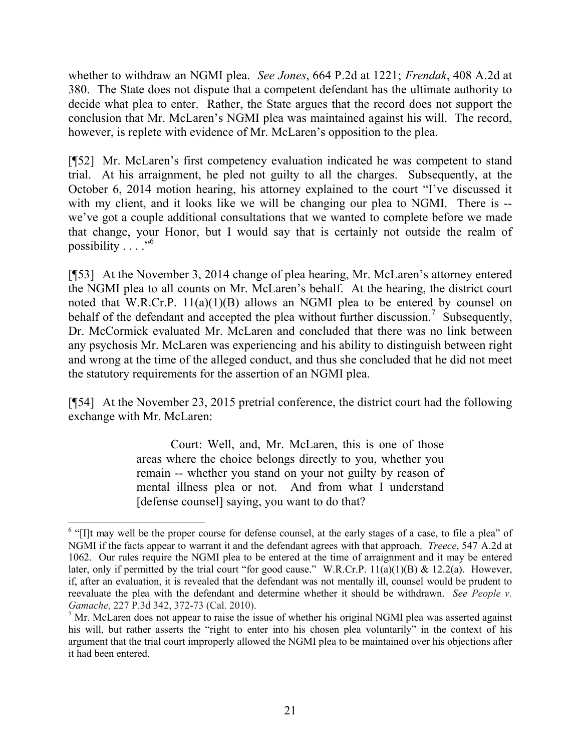whether to withdraw an NGMI plea. *See Jones*, 664 P.2d at 1221; *Frendak*, 408 A.2d at 380. The State does not dispute that a competent defendant has the ultimate authority to decide what plea to enter. Rather, the State argues that the record does not support the conclusion that Mr. McLaren's NGMI plea was maintained against his will. The record, however, is replete with evidence of Mr. McLaren's opposition to the plea.

[¶52] Mr. McLaren's first competency evaluation indicated he was competent to stand trial. At his arraignment, he pled not guilty to all the charges. Subsequently, at the October 6, 2014 motion hearing, his attorney explained to the court "I've discussed it with my client, and it looks like we will be changing our plea to NGMI. There is -- we've got a couple additional consultations that we wanted to complete before we made that change, your Honor, but I would say that is certainly not outside the realm of possibility . . . ."[6]

[¶53] At the November 3, 2014 change of plea hearing, Mr. McLaren's attorney entered the NGMI plea to all counts on Mr. McLaren's behalf. At the hearing, the district court noted that W.R.Cr.P. 11(a)(1)(B) allows an NGMI plea to be entered by counsel on behalf of the defendant and accepted the plea without further discussion.[7] Subsequently, Dr. McCormick evaluated Mr. McLaren and concluded that there was no link between any psychosis Mr. McLaren was experiencing and his ability to distinguish between right and wrong at the time of the alleged conduct, and thus she concluded that he did not meet the statutory requirements for the assertion of an NGMI plea.

[¶54] At the November 23, 2015 pretrial conference, the district court had the following exchange with Mr. McLaren:

> Court: Well, and, Mr. McLaren, this is one of those areas where the choice belongs directly to you, whether you remain -- whether you stand on your not guilty by reason of mental illness plea or not. And from what I understand [defense counsel] saying, you want to do that?

---

[6] "[I]t may well be the proper course for defense counsel, at the early stages of a case, to file a plea" of NGMI if the facts appear to warrant it and the defendant agrees with that approach. *Treece*, 547 A.2d at 1062. Our rules require the NGMI plea to be entered at the time of arraignment and it may be entered later, only if permitted by the trial court "for good cause." W.R.Cr.P. 11(a)(1)(B) & 12.2(a). However, if, after an evaluation, it is revealed that the defendant was not mentally ill, counsel would be prudent to reevaluate the plea with the defendant and determine whether it should be withdrawn. *See People v. Gamache*, 227 P.3d 342, 372-73 (Cal. 2010).

[7] Mr. McLaren does not appear to raise the issue of whether his original NGMI plea was asserted against his will, but rather asserts the "right to enter into his chosen plea voluntarily" in the context of his argument that the trial court improperly allowed the NGMI plea to be maintained over his objections after it had been entered.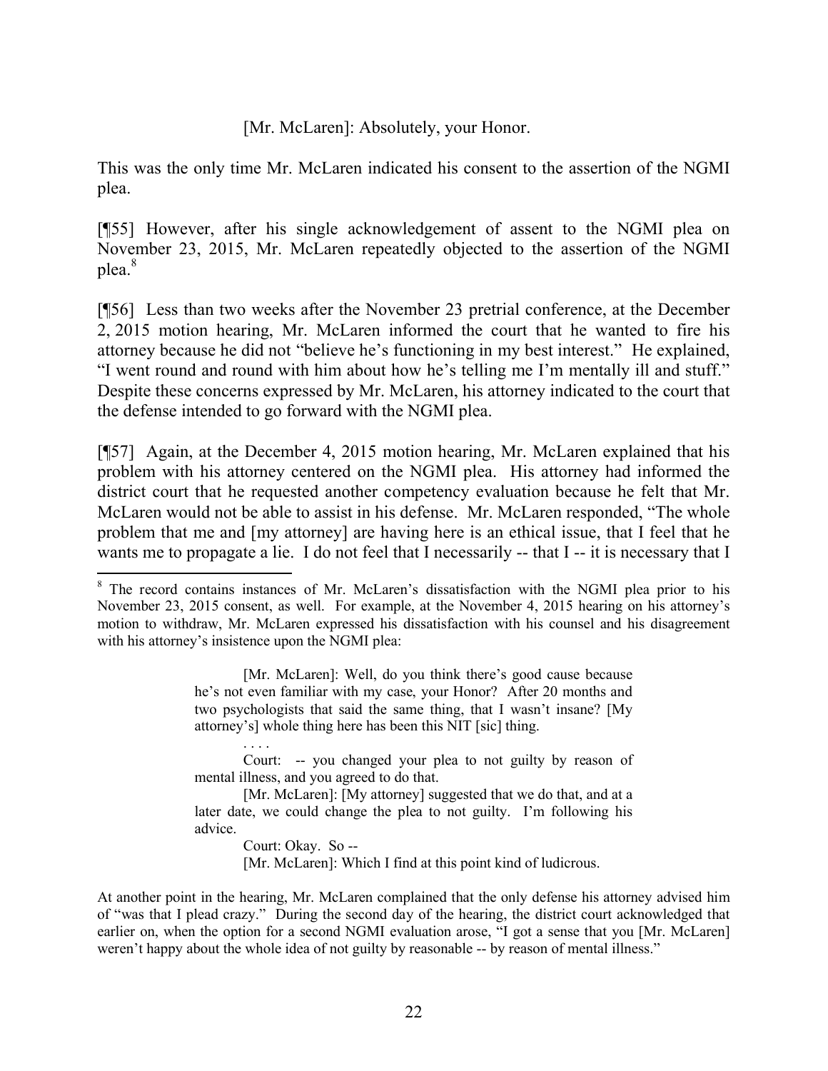[Mr. McLaren]: Absolutely, your Honor.

This was the only time Mr. McLaren indicated his consent to the assertion of the NGMI plea.

[¶55] However, after his single acknowledgement of assent to the NGMI plea on November 23, 2015, Mr. McLaren repeatedly objected to the assertion of the NGMI plea.[8]

[¶56] Less than two weeks after the November 23 pretrial conference, at the December 2, 2015 motion hearing, Mr. McLaren informed the court that he wanted to fire his attorney because he did not "believe he's functioning in my best interest." He explained, "I went round and round with him about how he's telling me I'm mentally ill and stuff." Despite these concerns expressed by Mr. McLaren, his attorney indicated to the court that the defense intended to go forward with the NGMI plea.

[¶57] Again, at the December 4, 2015 motion hearing, Mr. McLaren explained that his problem with his attorney centered on the NGMI plea. His attorney had informed the district court that he requested another competency evaluation because he felt that Mr. McLaren would not be able to assist in his defense. Mr. McLaren responded, "The whole problem that me and [my attorney] are having here is an ethical issue, that I feel that he wants me to propagate a lie. I do not feel that I necessarily -- that I -- it is necessary that I

---

[8] The record contains instances of Mr. McLaren's dissatisfaction with the NGMI plea prior to his November 23, 2015 consent, as well. For example, at the November 4, 2015 hearing on his attorney's motion to withdraw, Mr. McLaren expressed his dissatisfaction with his counsel and his disagreement with his attorney's insistence upon the NGMI plea:

> [Mr. McLaren]: Well, do you think there's good cause because he's not even familiar with my case, your Honor? After 20 months and two psychologists that said the same thing, that I wasn't insane? [My attorney's] whole thing here has been this NIT [sic] thing.
>
> . . . .
>
> Court: -- you changed your plea to not guilty by reason of mental illness, and you agreed to do that.
>
> [Mr. McLaren]: [My attorney] suggested that we do that, and at a later date, we could change the plea to not guilty. I'm following his advice.
>
> Court: Okay. So --
>
> [Mr. McLaren]: Which I find at this point kind of ludicrous.

At another point in the hearing, Mr. McLaren complained that the only defense his attorney advised him of "was that I plead crazy." During the second day of the hearing, the district court acknowledged that earlier on, when the option for a second NGMI evaluation arose, "I got a sense that you [Mr. McLaren] weren't happy about the whole idea of not guilty by reasonable -- by reason of mental illness."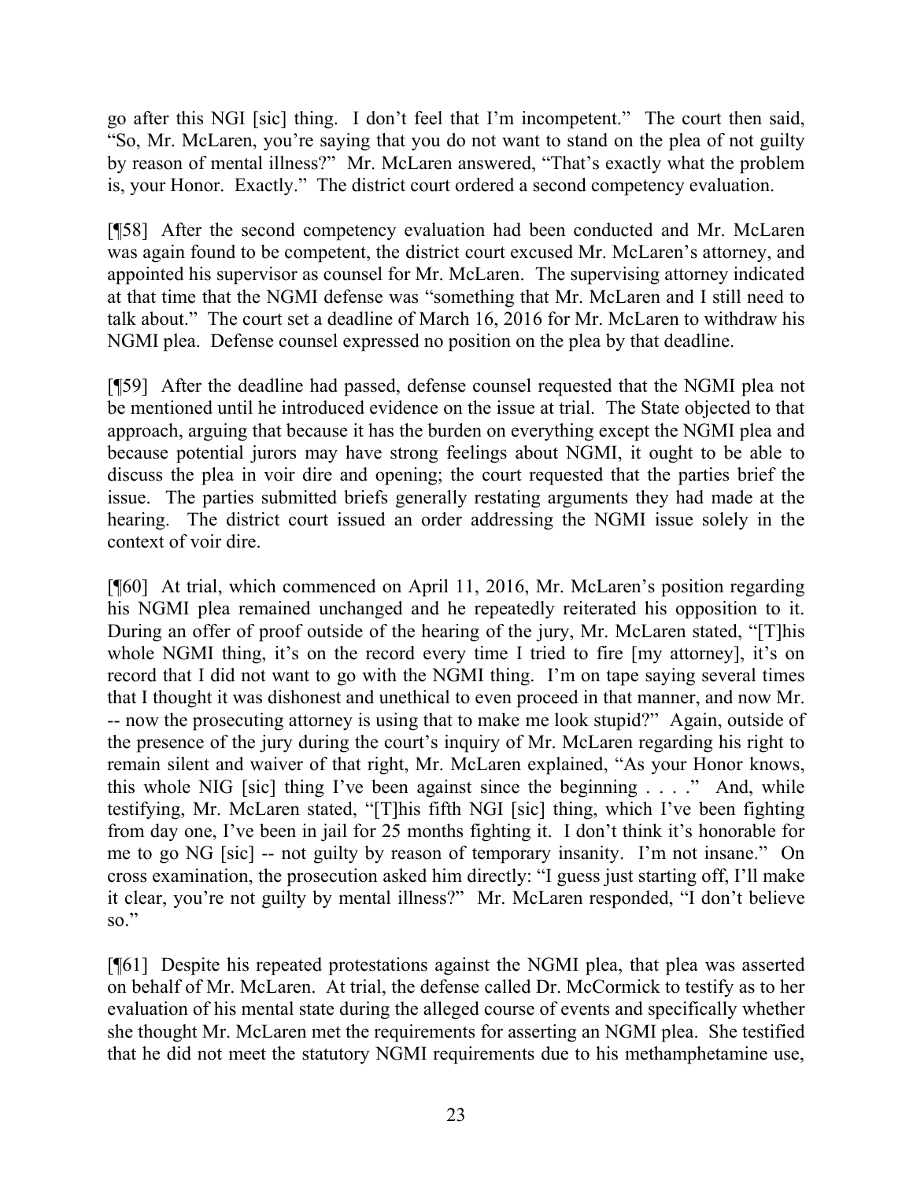go after this NGI [sic] thing. I don't feel that I'm incompetent." The court then said, "So, Mr. McLaren, you're saying that you do not want to stand on the plea of not guilty by reason of mental illness?" Mr. McLaren answered, "That's exactly what the problem is, your Honor. Exactly." The district court ordered a second competency evaluation.

[¶58] After the second competency evaluation had been conducted and Mr. McLaren was again found to be competent, the district court excused Mr. McLaren's attorney, and appointed his supervisor as counsel for Mr. McLaren. The supervising attorney indicated at that time that the NGMI defense was "something that Mr. McLaren and I still need to talk about." The court set a deadline of March 16, 2016 for Mr. McLaren to withdraw his NGMI plea. Defense counsel expressed no position on the plea by that deadline.

[¶59] After the deadline had passed, defense counsel requested that the NGMI plea not be mentioned until he introduced evidence on the issue at trial. The State objected to that approach, arguing that because it has the burden on everything except the NGMI plea and because potential jurors may have strong feelings about NGMI, it ought to be able to discuss the plea in voir dire and opening; the court requested that the parties brief the issue. The parties submitted briefs generally restating arguments they had made at the hearing. The district court issued an order addressing the NGMI issue solely in the context of voir dire.

[¶60] At trial, which commenced on April 11, 2016, Mr. McLaren's position regarding his NGMI plea remained unchanged and he repeatedly reiterated his opposition to it. During an offer of proof outside of the hearing of the jury, Mr. McLaren stated, "[T]his whole NGMI thing, it's on the record every time I tried to fire [my attorney], it's on record that I did not want to go with the NGMI thing. I'm on tape saying several times that I thought it was dishonest and unethical to even proceed in that manner, and now Mr. -- now the prosecuting attorney is using that to make me look stupid?" Again, outside of the presence of the jury during the court's inquiry of Mr. McLaren regarding his right to remain silent and waiver of that right, Mr. McLaren explained, "As your Honor knows, this whole NIG [sic] thing I've been against since the beginning . . . ." And, while testifying, Mr. McLaren stated, "[T]his fifth NGI [sic] thing, which I've been fighting from day one, I've been in jail for 25 months fighting it. I don't think it's honorable for me to go NG [sic] -- not guilty by reason of temporary insanity. I'm not insane." On cross examination, the prosecution asked him directly: "I guess just starting off, I'll make it clear, you're not guilty by mental illness?" Mr. McLaren responded, "I don't believe so."

[¶61] Despite his repeated protestations against the NGMI plea, that plea was asserted on behalf of Mr. McLaren. At trial, the defense called Dr. McCormick to testify as to her evaluation of his mental state during the alleged course of events and specifically whether she thought Mr. McLaren met the requirements for asserting an NGMI plea. She testified that he did not meet the statutory NGMI requirements due to his methamphetamine use,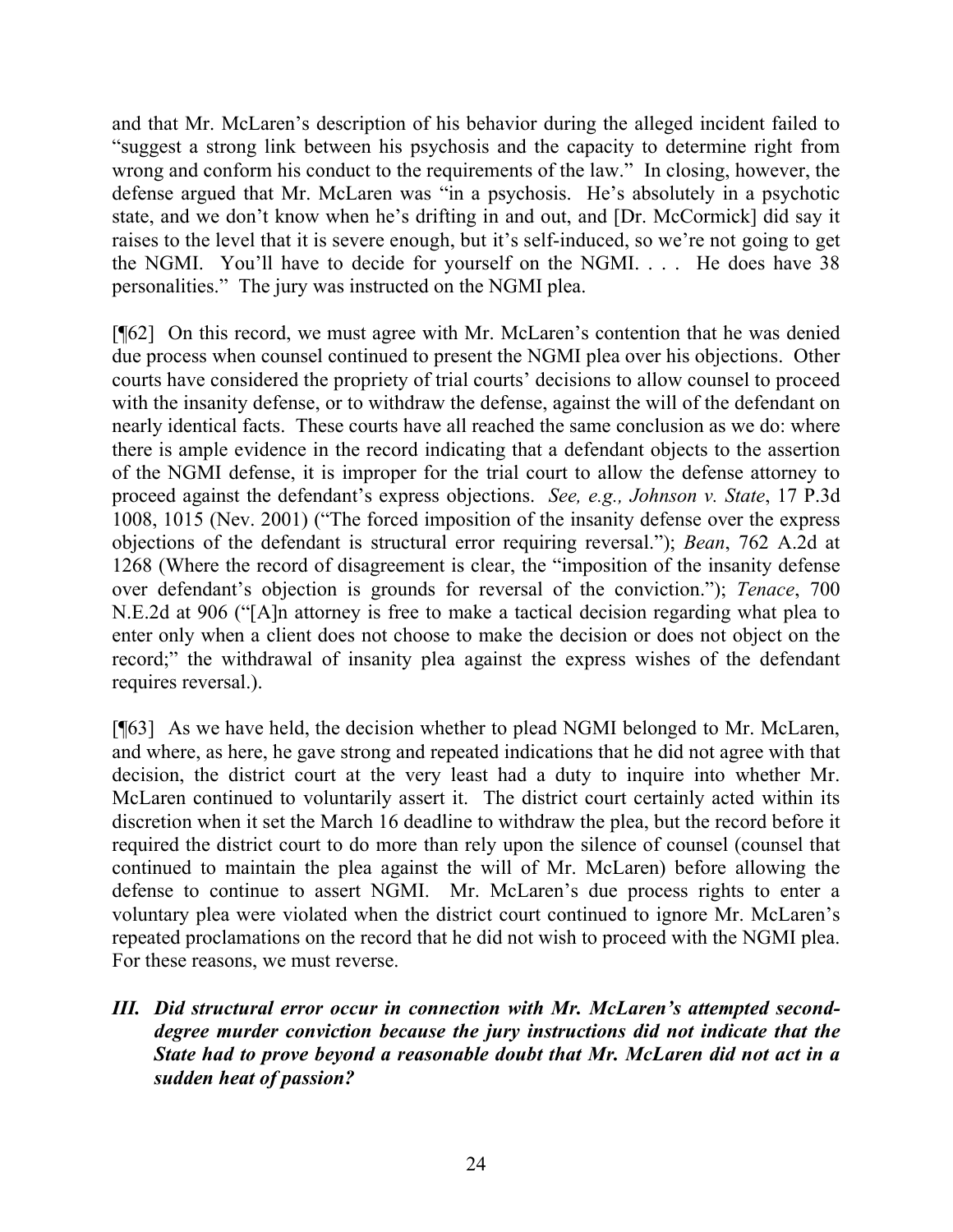and that Mr. McLaren's description of his behavior during the alleged incident failed to "suggest a strong link between his psychosis and the capacity to determine right from wrong and conform his conduct to the requirements of the law." In closing, however, the defense argued that Mr. McLaren was "in a psychosis. He's absolutely in a psychotic state, and we don't know when he's drifting in and out, and [Dr. McCormick] did say it raises to the level that it is severe enough, but it's self-induced, so we're not going to get the NGMI. You'll have to decide for yourself on the NGMI. . . . He does have 38 personalities." The jury was instructed on the NGMI plea.

[¶62] On this record, we must agree with Mr. McLaren's contention that he was denied due process when counsel continued to present the NGMI plea over his objections. Other courts have considered the propriety of trial courts' decisions to allow counsel to proceed with the insanity defense, or to withdraw the defense, against the will of the defendant on nearly identical facts. These courts have all reached the same conclusion as we do: where there is ample evidence in the record indicating that a defendant objects to the assertion of the NGMI defense, it is improper for the trial court to allow the defense attorney to proceed against the defendant's express objections. *See, e.g., Johnson v. State*, 17 P.3d 1008, 1015 (Nev. 2001) ("The forced imposition of the insanity defense over the express objections of the defendant is structural error requiring reversal."); *Bean*, 762 A.2d at 1268 (Where the record of disagreement is clear, the "imposition of the insanity defense over defendant's objection is grounds for reversal of the conviction."); *Tenace*, 700 N.E.2d at 906 ("[A]n attorney is free to make a tactical decision regarding what plea to enter only when a client does not choose to make the decision or does not object on the record;" the withdrawal of insanity plea against the express wishes of the defendant requires reversal.).

[¶63] As we have held, the decision whether to plead NGMI belonged to Mr. McLaren, and where, as here, he gave strong and repeated indications that he did not agree with that decision, the district court at the very least had a duty to inquire into whether Mr. McLaren continued to voluntarily assert it. The district court certainly acted within its discretion when it set the March 16 deadline to withdraw the plea, but the record before it required the district court to do more than rely upon the silence of counsel (counsel that continued to maintain the plea against the will of Mr. McLaren) before allowing the defense to continue to assert NGMI. Mr. McLaren's due process rights to enter a voluntary plea were violated when the district court continued to ignore Mr. McLaren's repeated proclamations on the record that he did not wish to proceed with the NGMI plea. For these reasons, we must reverse.

### ***III. Did structural error occur in connection with Mr. McLaren's attempted second-degree murder conviction because the jury instructions did not indicate that the State had to prove beyond a reasonable doubt that Mr. McLaren did not act in a sudden heat of passion?***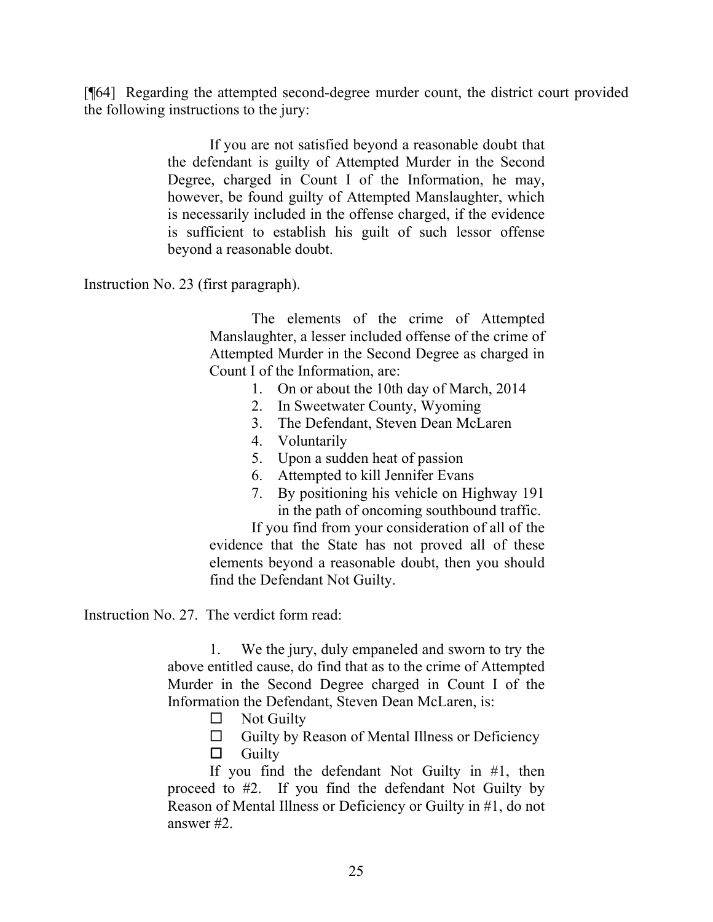[¶64] Regarding the attempted second-degree murder count, the district court provided the following instructions to the jury:

> If you are not satisfied beyond a reasonable doubt that the defendant is guilty of Attempted Murder in the Second Degree, charged in Count I of the Information, he may, however, be found guilty of Attempted Manslaughter, which is necessarily included in the offense charged, if the evidence is sufficient to establish his guilt of such lessor offense beyond a reasonable doubt.

Instruction No. 23 (first paragraph).

> The elements of the crime of Attempted Manslaughter, a lesser included offense of the crime of Attempted Murder in the Second Degree as charged in Count I of the Information, are:
>
> 1. On or about the 10th day of March, 2014
> 2. In Sweetwater County, Wyoming
> 3. The Defendant, Steven Dean McLaren
> 4. Voluntarily
> 5. Upon a sudden heat of passion
> 6. Attempted to kill Jennifer Evans
> 7. By positioning his vehicle on Highway 191 in the path of oncoming southbound traffic.
>
> If you find from your consideration of all of the evidence that the State has not proved all of these elements beyond a reasonable doubt, then you should find the Defendant Not Guilty.

Instruction No. 27. The verdict form read:

> 1. We the jury, duly empaneled and sworn to try the above entitled cause, do find that as to the crime of Attempted Murder in the Second Degree charged in Count I of the Information the Defendant, Steven Dean McLaren, is:
>
> ☐ Not Guilty
>
> ☐ Guilty by Reason of Mental Illness or Deficiency
>
> ☐ Guilty
>
> If you find the defendant Not Guilty in #1, then proceed to #2. If you find the defendant Not Guilty by Reason of Mental Illness or Deficiency or Guilty in #1, do not answer #2.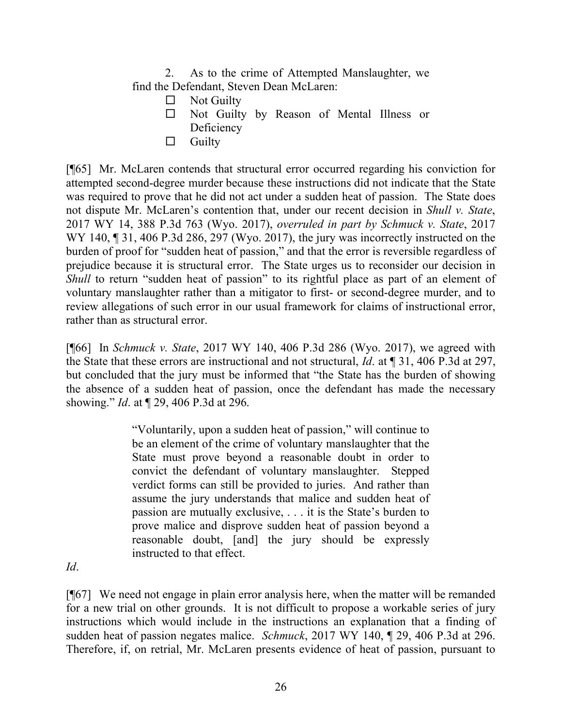> 2. As to the crime of Attempted Manslaughter, we find the Defendant, Steven Dean McLaren:
>
> ☐ Not Guilty
>
> ☐ Not Guilty by Reason of Mental Illness or Deficiency
>
> ☐ Guilty

[¶65] Mr. McLaren contends that structural error occurred regarding his conviction for attempted second-degree murder because these instructions did not indicate that the State was required to prove that he did not act under a sudden heat of passion. The State does not dispute Mr. McLaren's contention that, under our recent decision in *Shull v. State*, 2017 WY 14, 388 P.3d 763 (Wyo. 2017), *overruled in part by Schmuck v. State*, 2017 WY 140, ¶ 31, 406 P.3d 286, 297 (Wyo. 2017), the jury was incorrectly instructed on the burden of proof for "sudden heat of passion," and that the error is reversible regardless of prejudice because it is structural error. The State urges us to reconsider our decision in *Shull* to return "sudden heat of passion" to its rightful place as part of an element of voluntary manslaughter rather than a mitigator to first- or second-degree murder, and to review allegations of such error in our usual framework for claims of instructional error, rather than as structural error.

[¶66] In *Schmuck v. State*, 2017 WY 140, 406 P.3d 286 (Wyo. 2017), we agreed with the State that these errors are instructional and not structural, *Id*. at ¶ 31, 406 P.3d at 297, but concluded that the jury must be informed that "the State has the burden of showing the absence of a sudden heat of passion, once the defendant has made the necessary showing." *Id*. at ¶ 29, 406 P.3d at 296.

> "Voluntarily, upon a sudden heat of passion," will continue to be an element of the crime of voluntary manslaughter that the State must prove beyond a reasonable doubt in order to convict the defendant of voluntary manslaughter. Stepped verdict forms can still be provided to juries. And rather than assume the jury understands that malice and sudden heat of passion are mutually exclusive, . . . it is the State's burden to prove malice and disprove sudden heat of passion beyond a reasonable doubt, [and] the jury should be expressly instructed to that effect.

*Id*.

[¶67] We need not engage in plain error analysis here, when the matter will be remanded for a new trial on other grounds. It is not difficult to propose a workable series of jury instructions which would include in the instructions an explanation that a finding of sudden heat of passion negates malice. *Schmuck*, 2017 WY 140, ¶ 29, 406 P.3d at 296. Therefore, if, on retrial, Mr. McLaren presents evidence of heat of passion, pursuant to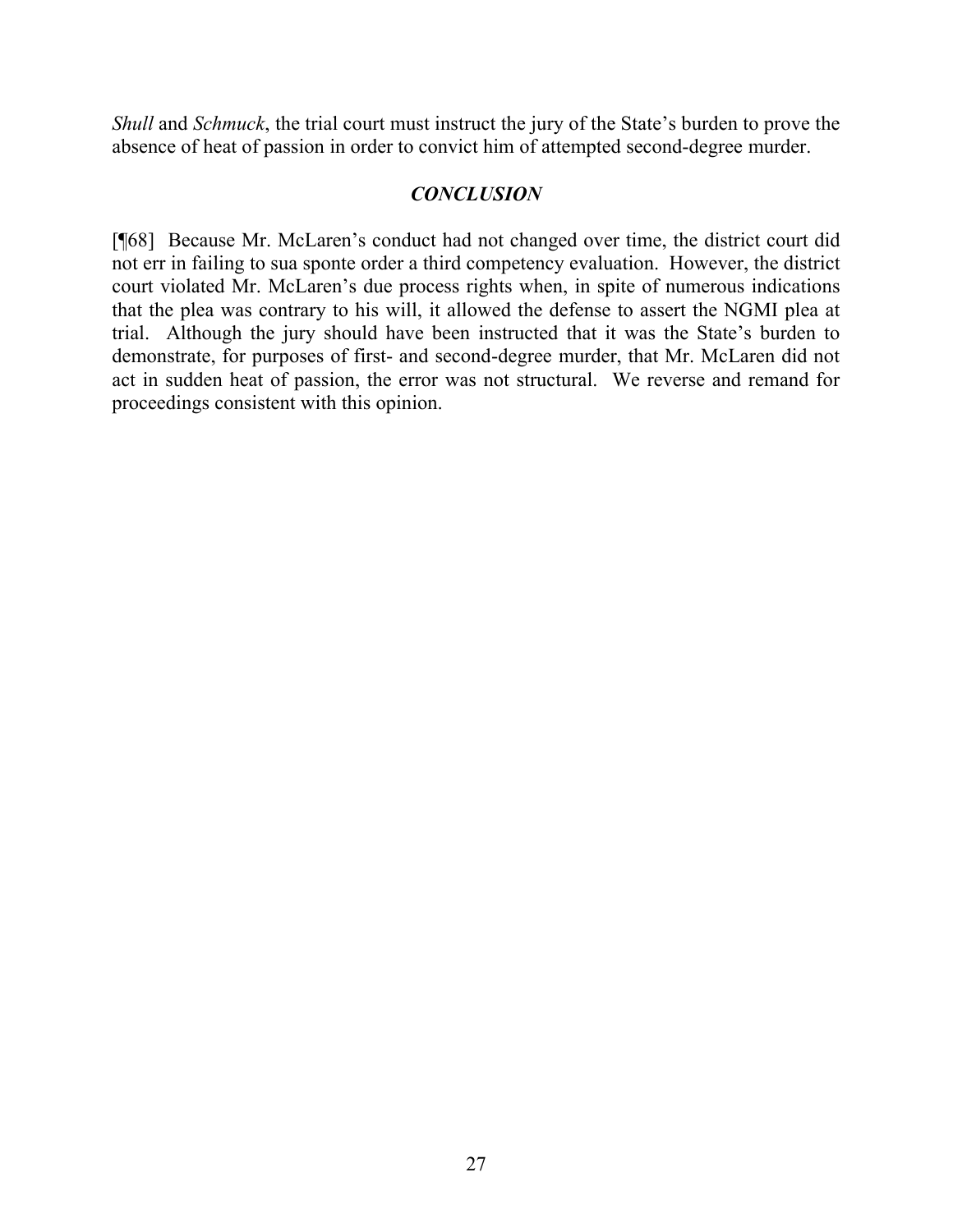*Shull* and *Schmuck*, the trial court must instruct the jury of the State's burden to prove the absence of heat of passion in order to convict him of attempted second-degree murder.

## *CONCLUSION*

[¶68] Because Mr. McLaren's conduct had not changed over time, the district court did not err in failing to sua sponte order a third competency evaluation. However, the district court violated Mr. McLaren's due process rights when, in spite of numerous indications that the plea was contrary to his will, it allowed the defense to assert the NGMI plea at trial. Although the jury should have been instructed that it was the State's burden to demonstrate, for purposes of first- and second-degree murder, that Mr. McLaren did not act in sudden heat of passion, the error was not structural. We reverse and remand for proceedings consistent with this opinion.